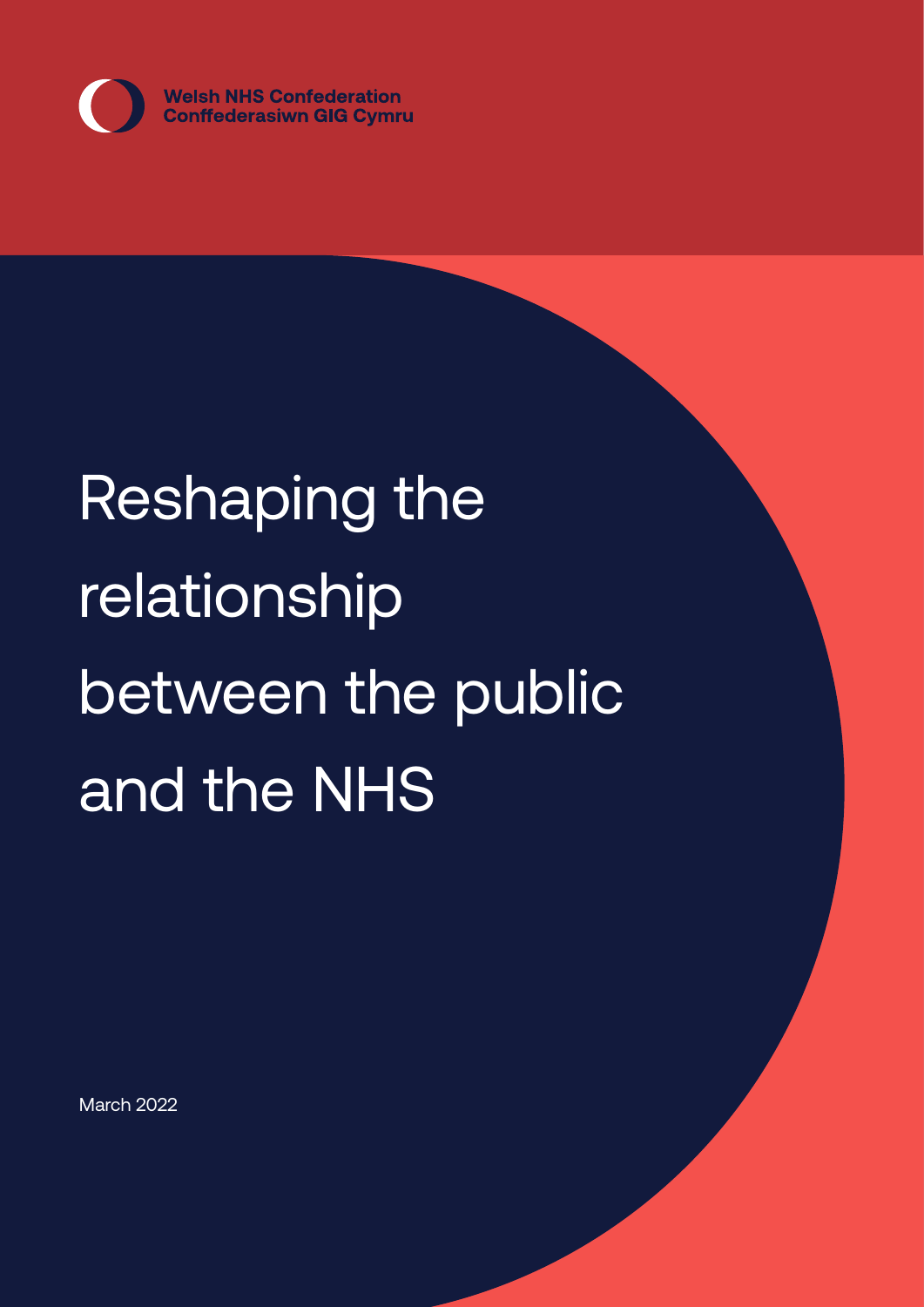Welsh NHS Confederation
Conffederasiwn GIG Cymru

# Reshaping the relationship between the public and the NHS

March 2022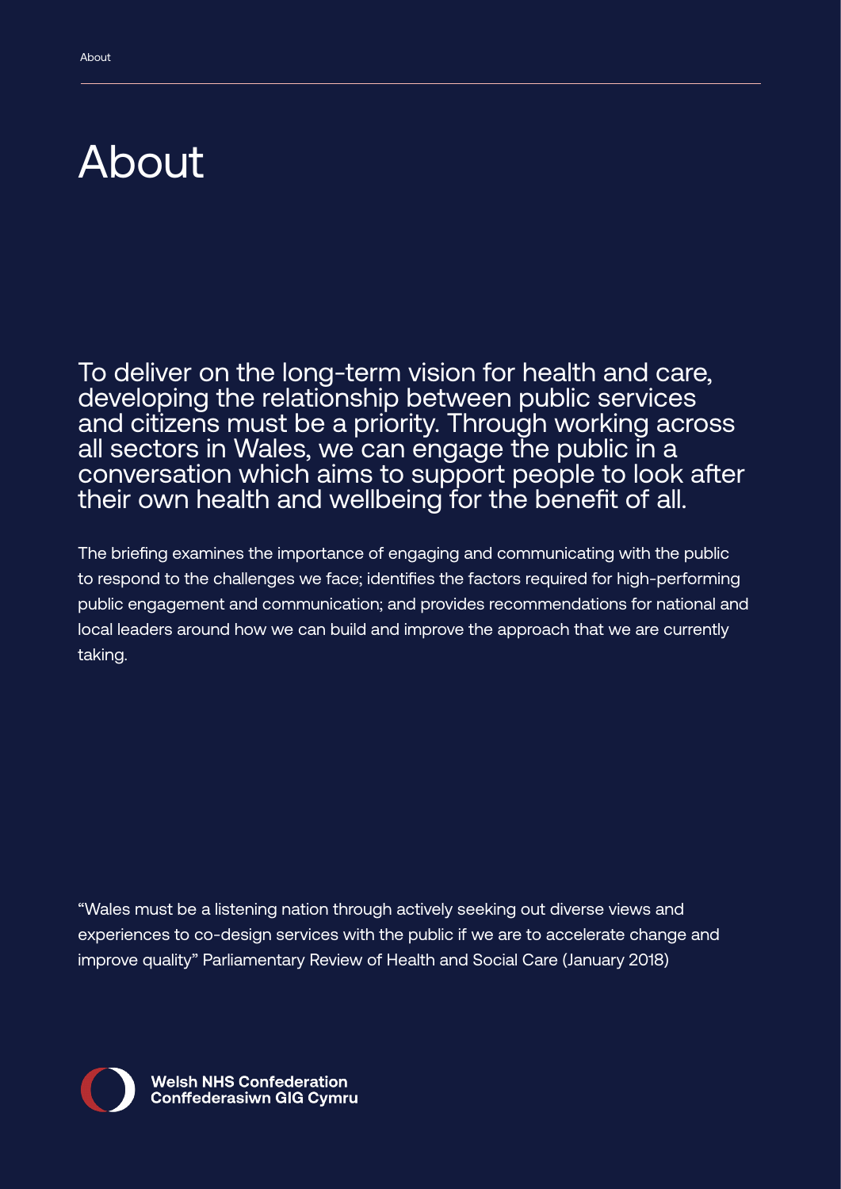# About

To deliver on the long-term vision for health and care, developing the relationship between public services and citizens must be a priority. Through working across all sectors in Wales, we can engage the public in a conversation which aims to support people to look after their own health and wellbeing for the benefit of all.

The briefing examines the importance of engaging and communicating with the public to respond to the challenges we face; identifies the factors required for high-performing public engagement and communication; and provides recommendations for national and local leaders around how we can build and improve the approach that we are currently taking.

"Wales must be a listening nation through actively seeking out diverse views and experiences to co-design services with the public if we are to accelerate change and improve quality" Parliamentary Review of Health and Social Care (January 2018)

**Welsh NHS Confederation**
**Conffederasiwn GIG Cymru**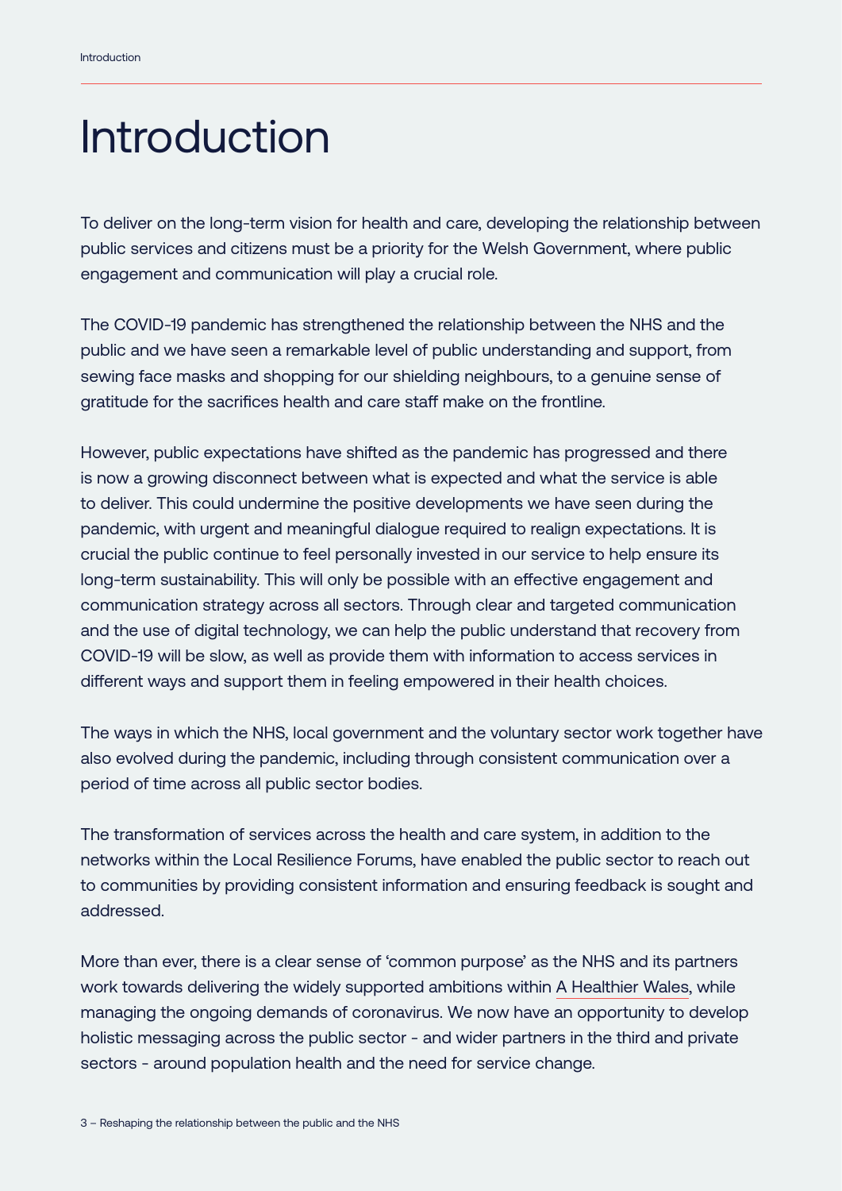# Introduction

To deliver on the long-term vision for health and care, developing the relationship between public services and citizens must be a priority for the Welsh Government, where public engagement and communication will play a crucial role.

The COVID-19 pandemic has strengthened the relationship between the NHS and the public and we have seen a remarkable level of public understanding and support, from sewing face masks and shopping for our shielding neighbours, to a genuine sense of gratitude for the sacrifices health and care staff make on the frontline.

However, public expectations have shifted as the pandemic has progressed and there is now a growing disconnect between what is expected and what the service is able to deliver. This could undermine the positive developments we have seen during the pandemic, with urgent and meaningful dialogue required to realign expectations. It is crucial the public continue to feel personally invested in our service to help ensure its long-term sustainability. This will only be possible with an effective engagement and communication strategy across all sectors. Through clear and targeted communication and the use of digital technology, we can help the public understand that recovery from COVID-19 will be slow, as well as provide them with information to access services in different ways and support them in feeling empowered in their health choices.

The ways in which the NHS, local government and the voluntary sector work together have also evolved during the pandemic, including through consistent communication over a period of time across all public sector bodies.

The transformation of services across the health and care system, in addition to the networks within the Local Resilience Forums, have enabled the public sector to reach out to communities by providing consistent information and ensuring feedback is sought and addressed.

More than ever, there is a clear sense of 'common purpose' as the NHS and its partners work towards delivering the widely supported ambitions within A Healthier Wales, while managing the ongoing demands of coronavirus. We now have an opportunity to develop holistic messaging across the public sector - and wider partners in the third and private sectors - around population health and the need for service change.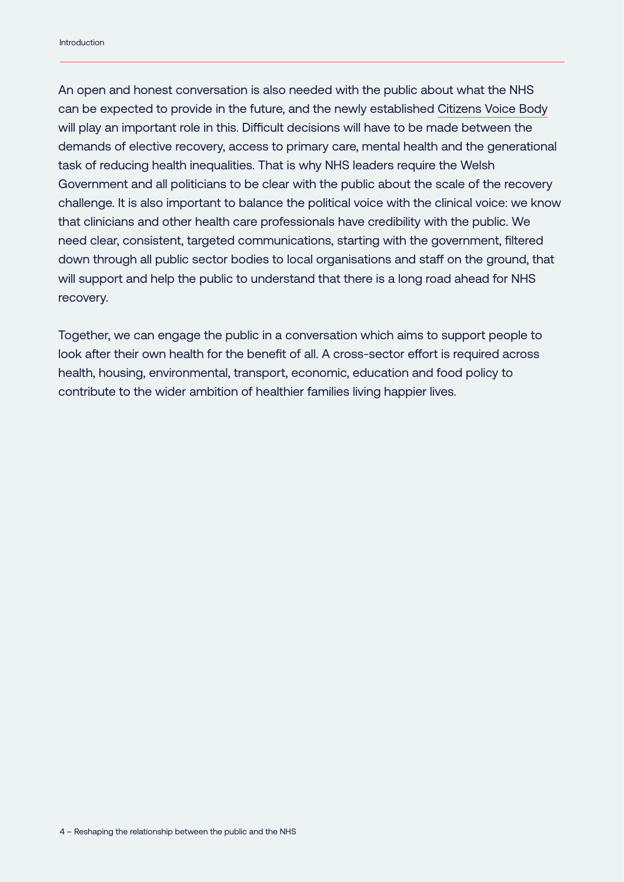An open and honest conversation is also needed with the public about what the NHS can be expected to provide in the future, and the newly established Citizens Voice Body will play an important role in this. Difficult decisions will have to be made between the demands of elective recovery, access to primary care, mental health and the generational task of reducing health inequalities. That is why NHS leaders require the Welsh Government and all politicians to be clear with the public about the scale of the recovery challenge. It is also important to balance the political voice with the clinical voice: we know that clinicians and other health care professionals have credibility with the public. We need clear, consistent, targeted communications, starting with the government, filtered down through all public sector bodies to local organisations and staff on the ground, that will support and help the public to understand that there is a long road ahead for NHS recovery.

Together, we can engage the public in a conversation which aims to support people to look after their own health for the benefit of all. A cross-sector effort is required across health, housing, environmental, transport, economic, education and food policy to contribute to the wider ambition of healthier families living happier lives.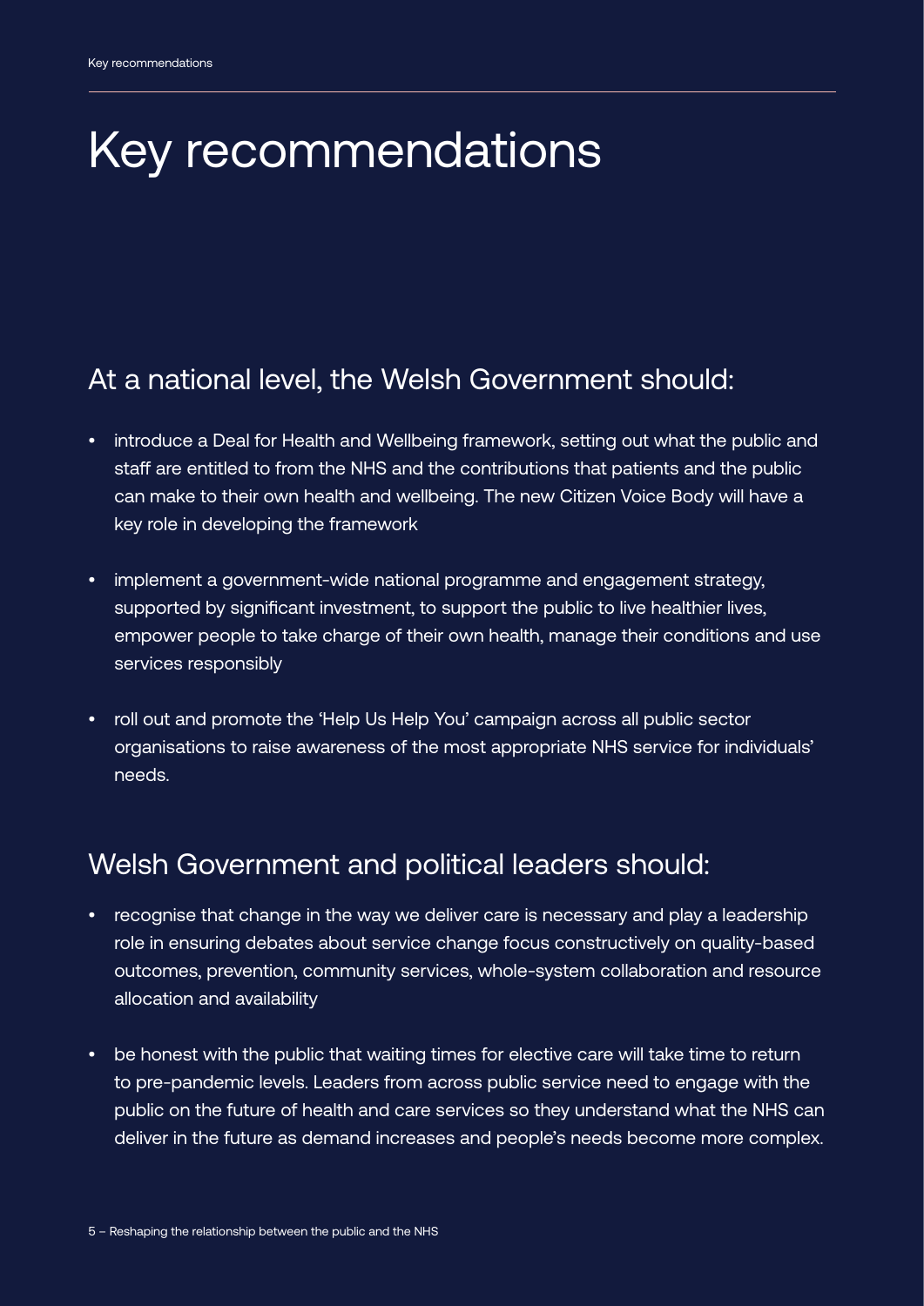# Key recommendations

## At a national level, the Welsh Government should:

- introduce a Deal for Health and Wellbeing framework, setting out what the public and staff are entitled to from the NHS and the contributions that patients and the public can make to their own health and wellbeing. The new Citizen Voice Body will have a key role in developing the framework
- implement a government-wide national programme and engagement strategy, supported by significant investment, to support the public to live healthier lives, empower people to take charge of their own health, manage their conditions and use services responsibly
- roll out and promote the 'Help Us Help You' campaign across all public sector organisations to raise awareness of the most appropriate NHS service for individuals' needs.

## Welsh Government and political leaders should:

- recognise that change in the way we deliver care is necessary and play a leadership role in ensuring debates about service change focus constructively on quality-based outcomes, prevention, community services, whole-system collaboration and resource allocation and availability
- be honest with the public that waiting times for elective care will take time to return to pre-pandemic levels. Leaders from across public service need to engage with the public on the future of health and care services so they understand what the NHS can deliver in the future as demand increases and people's needs become more complex.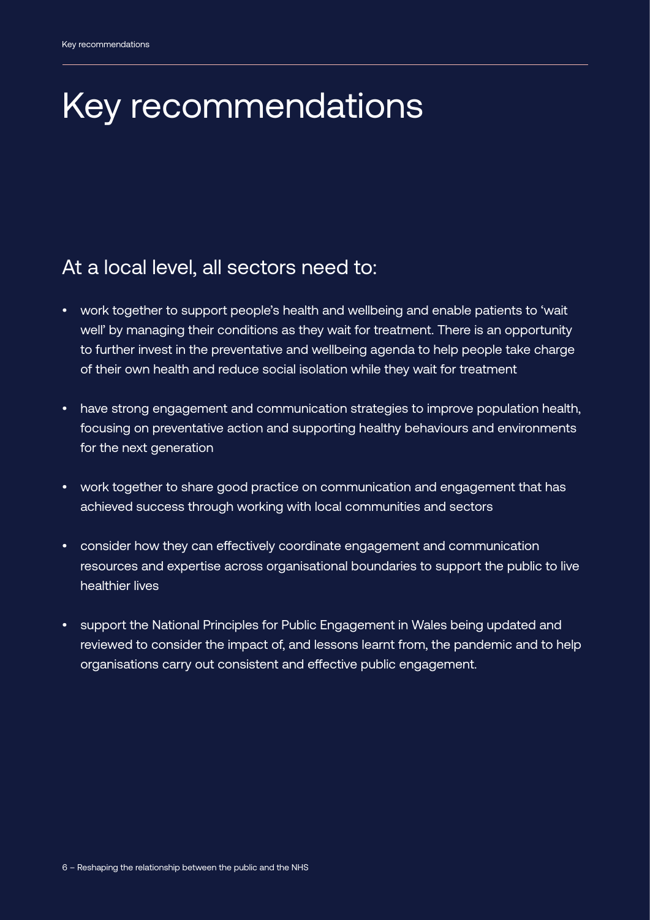# Key recommendations

## At a local level, all sectors need to:

- work together to support people's health and wellbeing and enable patients to 'wait well' by managing their conditions as they wait for treatment. There is an opportunity to further invest in the preventative and wellbeing agenda to help people take charge of their own health and reduce social isolation while they wait for treatment
- have strong engagement and communication strategies to improve population health, focusing on preventative action and supporting healthy behaviours and environments for the next generation
- work together to share good practice on communication and engagement that has achieved success through working with local communities and sectors
- consider how they can effectively coordinate engagement and communication resources and expertise across organisational boundaries to support the public to live healthier lives
- support the National Principles for Public Engagement in Wales being updated and reviewed to consider the impact of, and lessons learnt from, the pandemic and to help organisations carry out consistent and effective public engagement.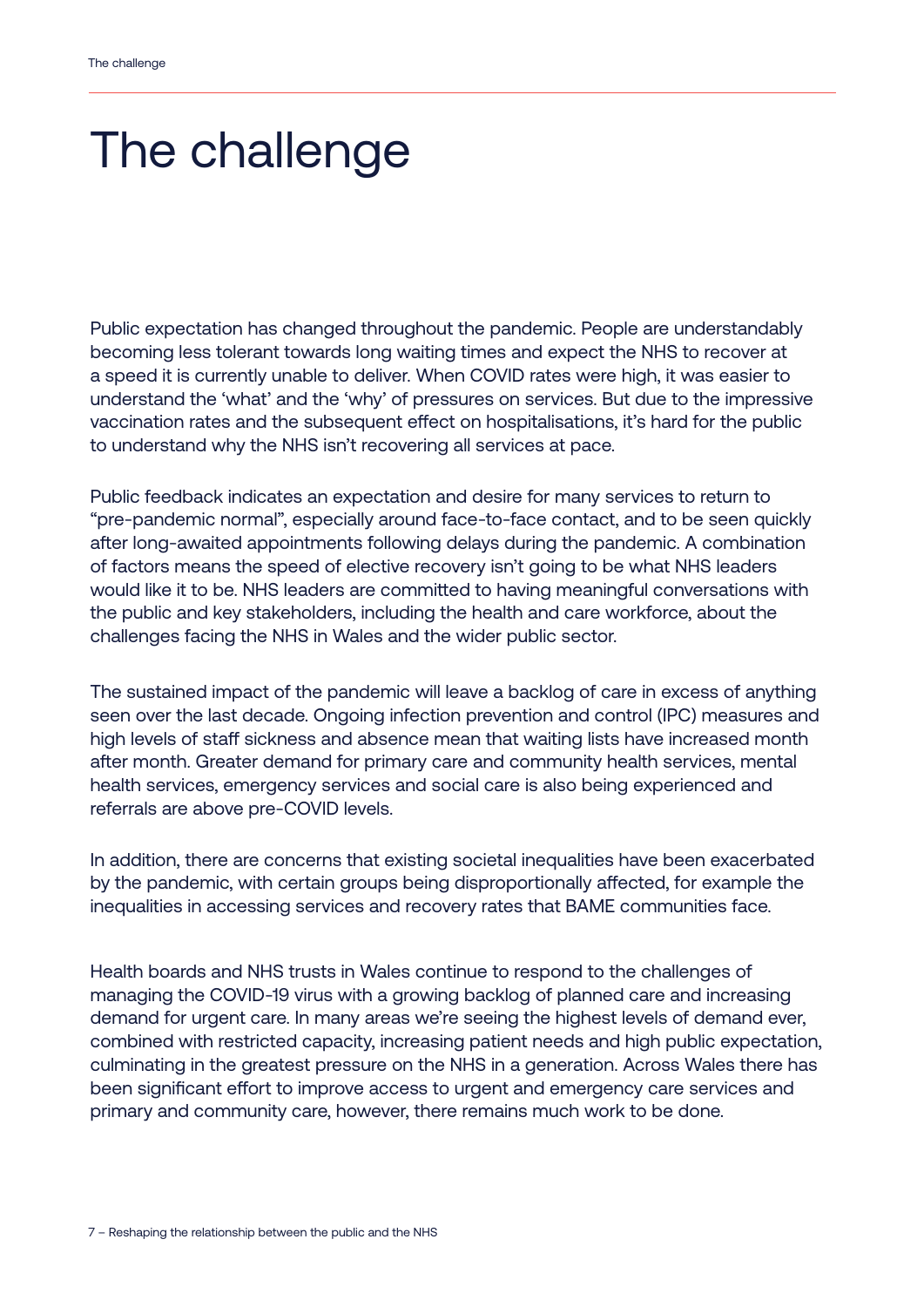# The challenge

Public expectation has changed throughout the pandemic. People are understandably becoming less tolerant towards long waiting times and expect the NHS to recover at a speed it is currently unable to deliver. When COVID rates were high, it was easier to understand the 'what' and the 'why' of pressures on services. But due to the impressive vaccination rates and the subsequent effect on hospitalisations, it's hard for the public to understand why the NHS isn't recovering all services at pace.

Public feedback indicates an expectation and desire for many services to return to "pre-pandemic normal", especially around face-to-face contact, and to be seen quickly after long-awaited appointments following delays during the pandemic. A combination of factors means the speed of elective recovery isn't going to be what NHS leaders would like it to be. NHS leaders are committed to having meaningful conversations with the public and key stakeholders, including the health and care workforce, about the challenges facing the NHS in Wales and the wider public sector.

The sustained impact of the pandemic will leave a backlog of care in excess of anything seen over the last decade. Ongoing infection prevention and control (IPC) measures and high levels of staff sickness and absence mean that waiting lists have increased month after month. Greater demand for primary care and community health services, mental health services, emergency services and social care is also being experienced and referrals are above pre-COVID levels.

In addition, there are concerns that existing societal inequalities have been exacerbated by the pandemic, with certain groups being disproportionally affected, for example the inequalities in accessing services and recovery rates that BAME communities face.

Health boards and NHS trusts in Wales continue to respond to the challenges of managing the COVID-19 virus with a growing backlog of planned care and increasing demand for urgent care. In many areas we're seeing the highest levels of demand ever, combined with restricted capacity, increasing patient needs and high public expectation, culminating in the greatest pressure on the NHS in a generation. Across Wales there has been significant effort to improve access to urgent and emergency care services and primary and community care, however, there remains much work to be done.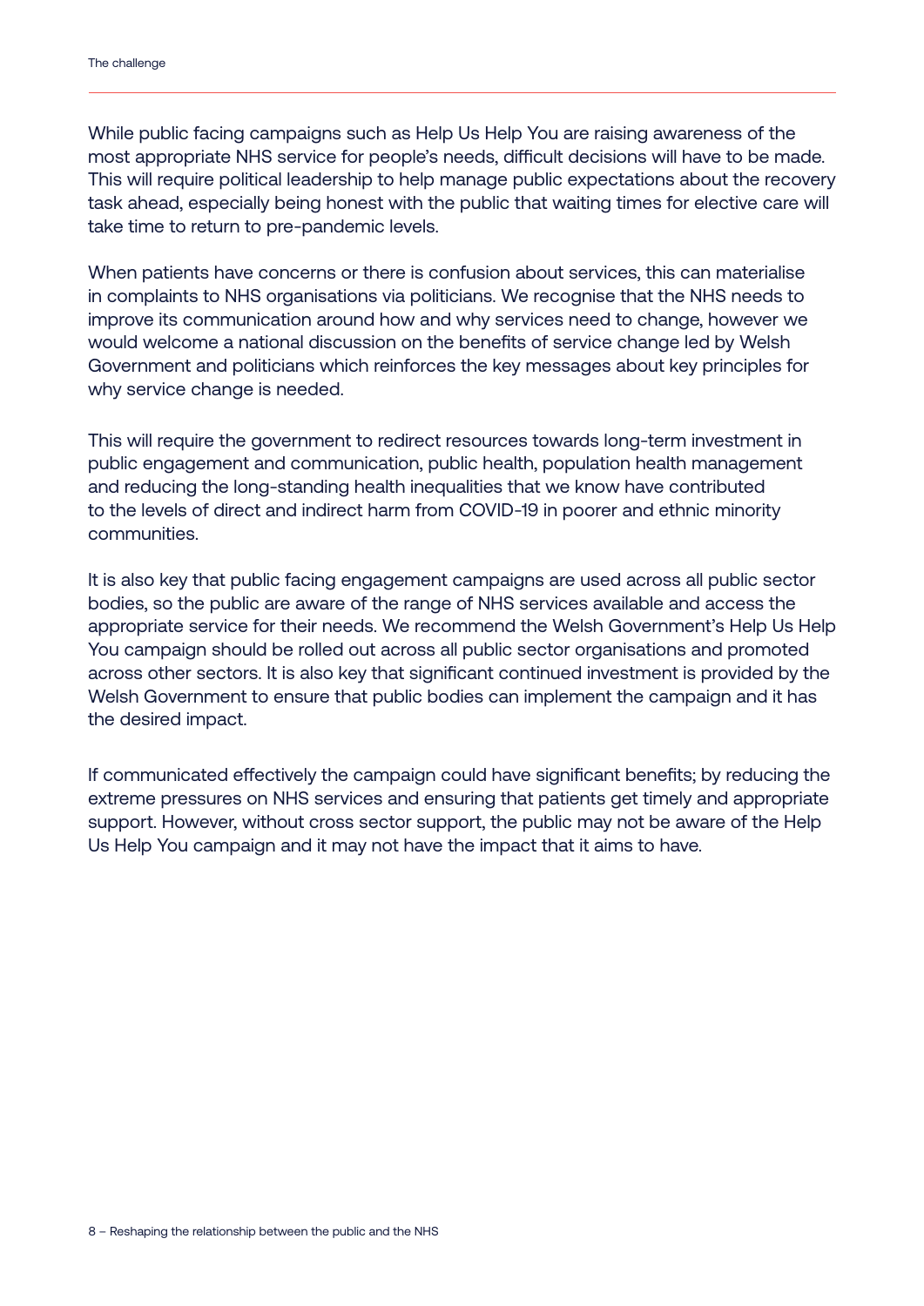While public facing campaigns such as Help Us Help You are raising awareness of the most appropriate NHS service for people's needs, difficult decisions will have to be made. This will require political leadership to help manage public expectations about the recovery task ahead, especially being honest with the public that waiting times for elective care will take time to return to pre-pandemic levels.

When patients have concerns or there is confusion about services, this can materialise in complaints to NHS organisations via politicians. We recognise that the NHS needs to improve its communication around how and why services need to change, however we would welcome a national discussion on the benefits of service change led by Welsh Government and politicians which reinforces the key messages about key principles for why service change is needed.

This will require the government to redirect resources towards long-term investment in public engagement and communication, public health, population health management and reducing the long-standing health inequalities that we know have contributed to the levels of direct and indirect harm from COVID-19 in poorer and ethnic minority communities.

It is also key that public facing engagement campaigns are used across all public sector bodies, so the public are aware of the range of NHS services available and access the appropriate service for their needs. We recommend the Welsh Government's Help Us Help You campaign should be rolled out across all public sector organisations and promoted across other sectors. It is also key that significant continued investment is provided by the Welsh Government to ensure that public bodies can implement the campaign and it has the desired impact.

If communicated effectively the campaign could have significant benefits; by reducing the extreme pressures on NHS services and ensuring that patients get timely and appropriate support. However, without cross sector support, the public may not be aware of the Help Us Help You campaign and it may not have the impact that it aims to have.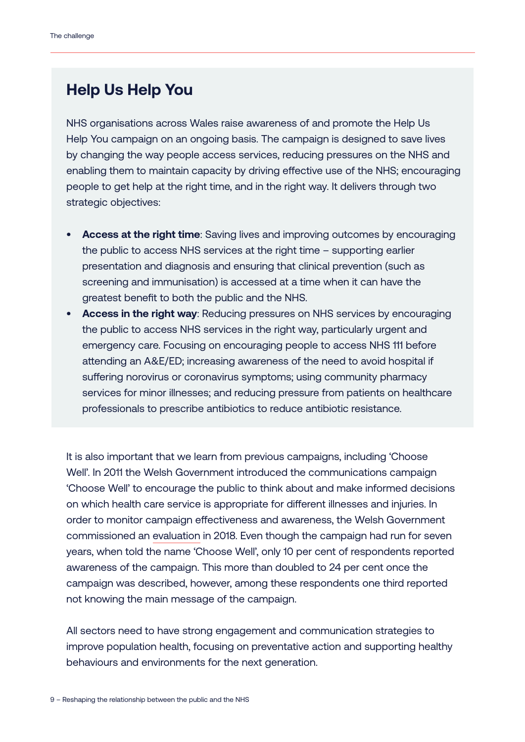## Help Us Help You

NHS organisations across Wales raise awareness of and promote the Help Us Help You campaign on an ongoing basis. The campaign is designed to save lives by changing the way people access services, reducing pressures on the NHS and enabling them to maintain capacity by driving effective use of the NHS; encouraging people to get help at the right time, and in the right way. It delivers through two strategic objectives:

- **Access at the right time**: Saving lives and improving outcomes by encouraging the public to access NHS services at the right time – supporting earlier presentation and diagnosis and ensuring that clinical prevention (such as screening and immunisation) is accessed at a time when it can have the greatest benefit to both the public and the NHS.
- **Access in the right way**: Reducing pressures on NHS services by encouraging the public to access NHS services in the right way, particularly urgent and emergency care. Focusing on encouraging people to access NHS 111 before attending an A&E/ED; increasing awareness of the need to avoid hospital if suffering norovirus or coronavirus symptoms; using community pharmacy services for minor illnesses; and reducing pressure from patients on healthcare professionals to prescribe antibiotics to reduce antibiotic resistance.

It is also important that we learn from previous campaigns, including 'Choose Well'. In 2011 the Welsh Government introduced the communications campaign 'Choose Well' to encourage the public to think about and make informed decisions on which health care service is appropriate for different illnesses and injuries. In order to monitor campaign effectiveness and awareness, the Welsh Government commissioned an evaluation in 2018. Even though the campaign had run for seven years, when told the name 'Choose Well', only 10 per cent of respondents reported awareness of the campaign. This more than doubled to 24 per cent once the campaign was described, however, among these respondents one third reported not knowing the main message of the campaign.

All sectors need to have strong engagement and communication strategies to improve population health, focusing on preventative action and supporting healthy behaviours and environments for the next generation.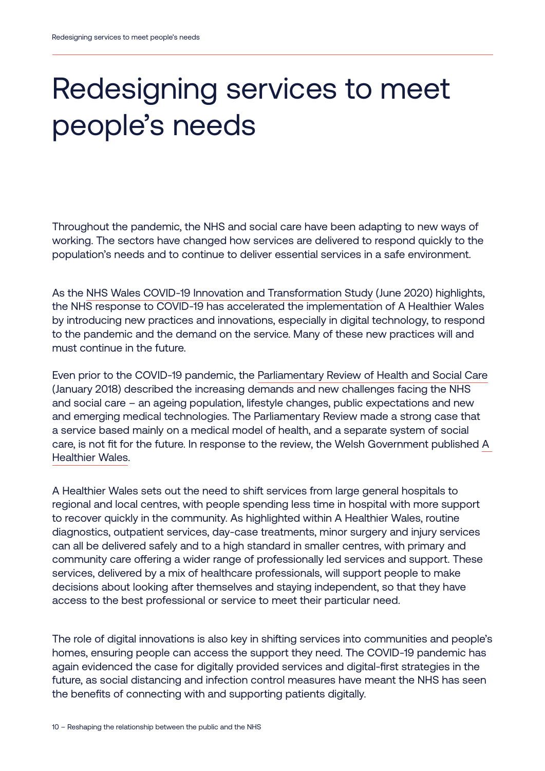# Redesigning services to meet people's needs

Throughout the pandemic, the NHS and social care have been adapting to new ways of working. The sectors have changed how services are delivered to respond quickly to the population's needs and to continue to deliver essential services in a safe environment.

As the NHS Wales COVID-19 Innovation and Transformation Study (June 2020) highlights, the NHS response to COVID-19 has accelerated the implementation of A Healthier Wales by introducing new practices and innovations, especially in digital technology, to respond to the pandemic and the demand on the service. Many of these new practices will and must continue in the future.

Even prior to the COVID-19 pandemic, the Parliamentary Review of Health and Social Care (January 2018) described the increasing demands and new challenges facing the NHS and social care – an ageing population, lifestyle changes, public expectations and new and emerging medical technologies. The Parliamentary Review made a strong case that a service based mainly on a medical model of health, and a separate system of social care, is not fit for the future. In response to the review, the Welsh Government published A Healthier Wales.

A Healthier Wales sets out the need to shift services from large general hospitals to regional and local centres, with people spending less time in hospital with more support to recover quickly in the community. As highlighted within A Healthier Wales, routine diagnostics, outpatient services, day-case treatments, minor surgery and injury services can all be delivered safely and to a high standard in smaller centres, with primary and community care offering a wider range of professionally led services and support. These services, delivered by a mix of healthcare professionals, will support people to make decisions about looking after themselves and staying independent, so that they have access to the best professional or service to meet their particular need.

The role of digital innovations is also key in shifting services into communities and people's homes, ensuring people can access the support they need. The COVID-19 pandemic has again evidenced the case for digitally provided services and digital-first strategies in the future, as social distancing and infection control measures have meant the NHS has seen the benefits of connecting with and supporting patients digitally.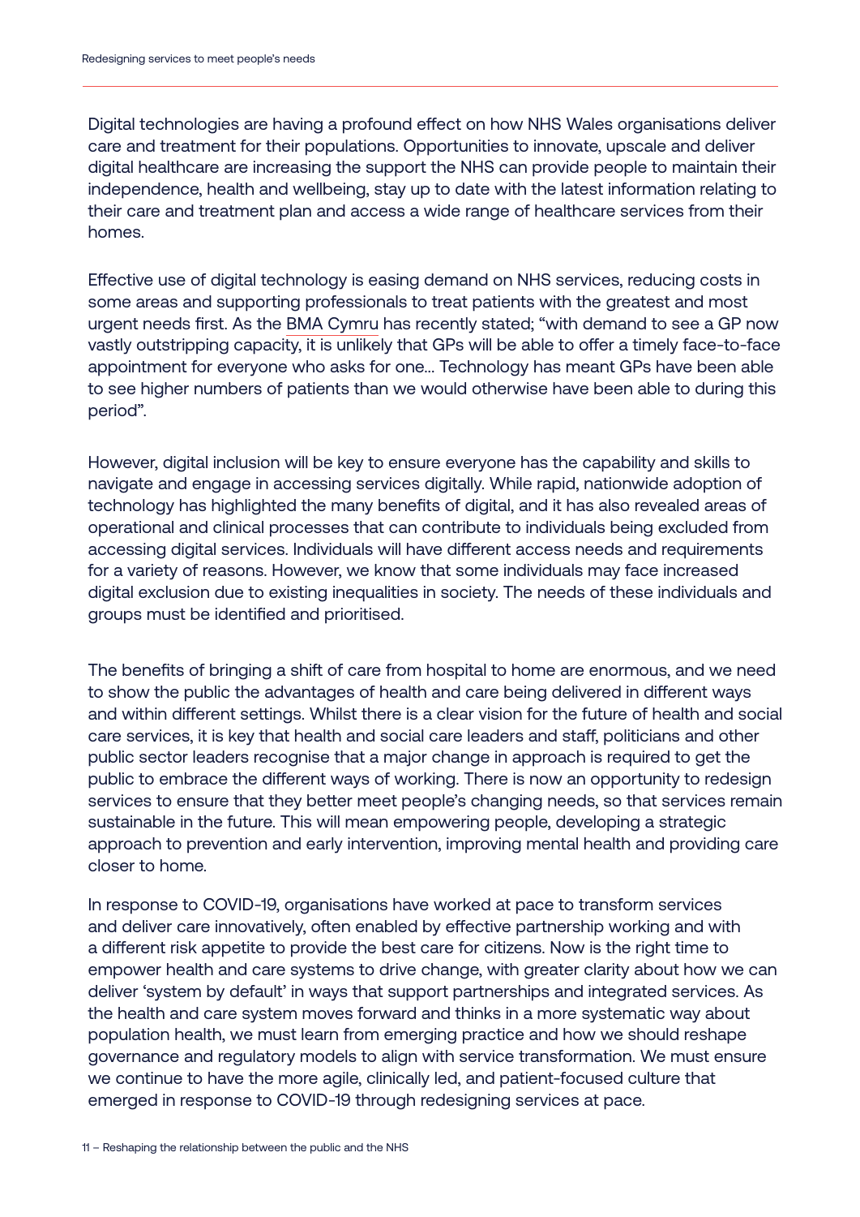Digital technologies are having a profound effect on how NHS Wales organisations deliver care and treatment for their populations. Opportunities to innovate, upscale and deliver digital healthcare are increasing the support the NHS can provide people to maintain their independence, health and wellbeing, stay up to date with the latest information relating to their care and treatment plan and access a wide range of healthcare services from their homes.

Effective use of digital technology is easing demand on NHS services, reducing costs in some areas and supporting professionals to treat patients with the greatest and most urgent needs first. As the BMA Cymru has recently stated; "with demand to see a GP now vastly outstripping capacity, it is unlikely that GPs will be able to offer a timely face-to-face appointment for everyone who asks for one... Technology has meant GPs have been able to see higher numbers of patients than we would otherwise have been able to during this period".

However, digital inclusion will be key to ensure everyone has the capability and skills to navigate and engage in accessing services digitally. While rapid, nationwide adoption of technology has highlighted the many benefits of digital, and it has also revealed areas of operational and clinical processes that can contribute to individuals being excluded from accessing digital services. Individuals will have different access needs and requirements for a variety of reasons. However, we know that some individuals may face increased digital exclusion due to existing inequalities in society. The needs of these individuals and groups must be identified and prioritised.

The benefits of bringing a shift of care from hospital to home are enormous, and we need to show the public the advantages of health and care being delivered in different ways and within different settings. Whilst there is a clear vision for the future of health and social care services, it is key that health and social care leaders and staff, politicians and other public sector leaders recognise that a major change in approach is required to get the public to embrace the different ways of working. There is now an opportunity to redesign services to ensure that they better meet people's changing needs, so that services remain sustainable in the future. This will mean empowering people, developing a strategic approach to prevention and early intervention, improving mental health and providing care closer to home.

In response to COVID-19, organisations have worked at pace to transform services and deliver care innovatively, often enabled by effective partnership working and with a different risk appetite to provide the best care for citizens. Now is the right time to empower health and care systems to drive change, with greater clarity about how we can deliver 'system by default' in ways that support partnerships and integrated services. As the health and care system moves forward and thinks in a more systematic way about population health, we must learn from emerging practice and how we should reshape governance and regulatory models to align with service transformation. We must ensure we continue to have the more agile, clinically led, and patient-focused culture that emerged in response to COVID-19 through redesigning services at pace.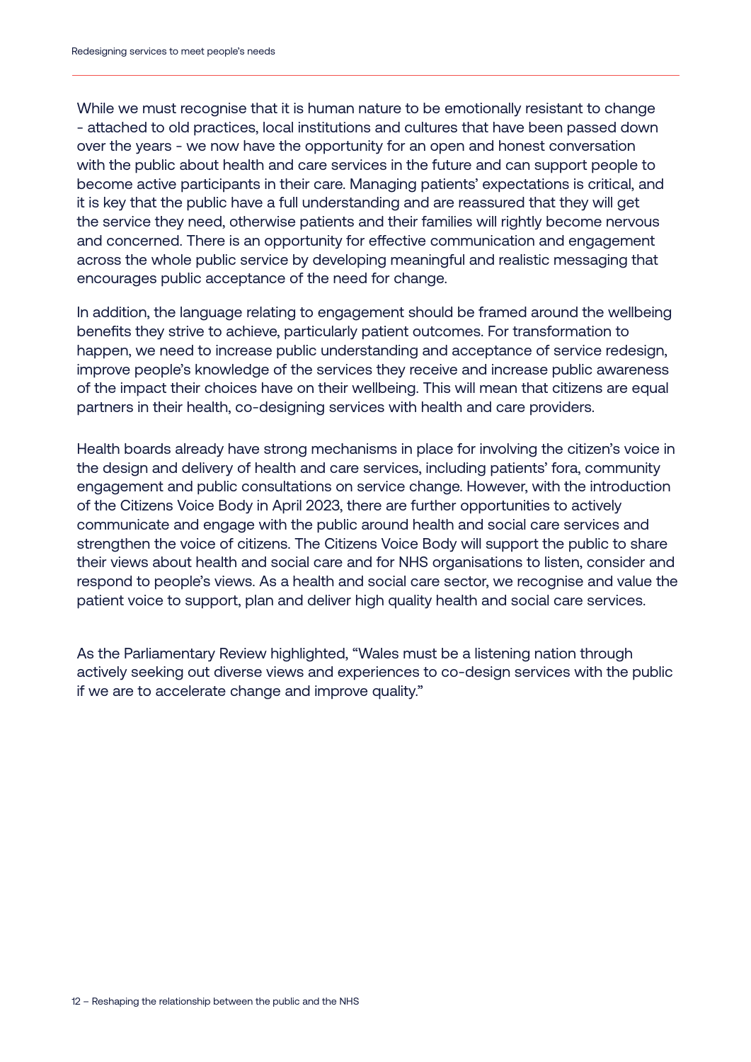While we must recognise that it is human nature to be emotionally resistant to change - attached to old practices, local institutions and cultures that have been passed down over the years - we now have the opportunity for an open and honest conversation with the public about health and care services in the future and can support people to become active participants in their care. Managing patients' expectations is critical, and it is key that the public have a full understanding and are reassured that they will get the service they need, otherwise patients and their families will rightly become nervous and concerned. There is an opportunity for effective communication and engagement across the whole public service by developing meaningful and realistic messaging that encourages public acceptance of the need for change.

In addition, the language relating to engagement should be framed around the wellbeing benefits they strive to achieve, particularly patient outcomes. For transformation to happen, we need to increase public understanding and acceptance of service redesign, improve people's knowledge of the services they receive and increase public awareness of the impact their choices have on their wellbeing. This will mean that citizens are equal partners in their health, co-designing services with health and care providers.

Health boards already have strong mechanisms in place for involving the citizen's voice in the design and delivery of health and care services, including patients' fora, community engagement and public consultations on service change. However, with the introduction of the Citizens Voice Body in April 2023, there are further opportunities to actively communicate and engage with the public around health and social care services and strengthen the voice of citizens. The Citizens Voice Body will support the public to share their views about health and social care and for NHS organisations to listen, consider and respond to people's views. As a health and social care sector, we recognise and value the patient voice to support, plan and deliver high quality health and social care services.

As the Parliamentary Review highlighted, "Wales must be a listening nation through actively seeking out diverse views and experiences to co-design services with the public if we are to accelerate change and improve quality."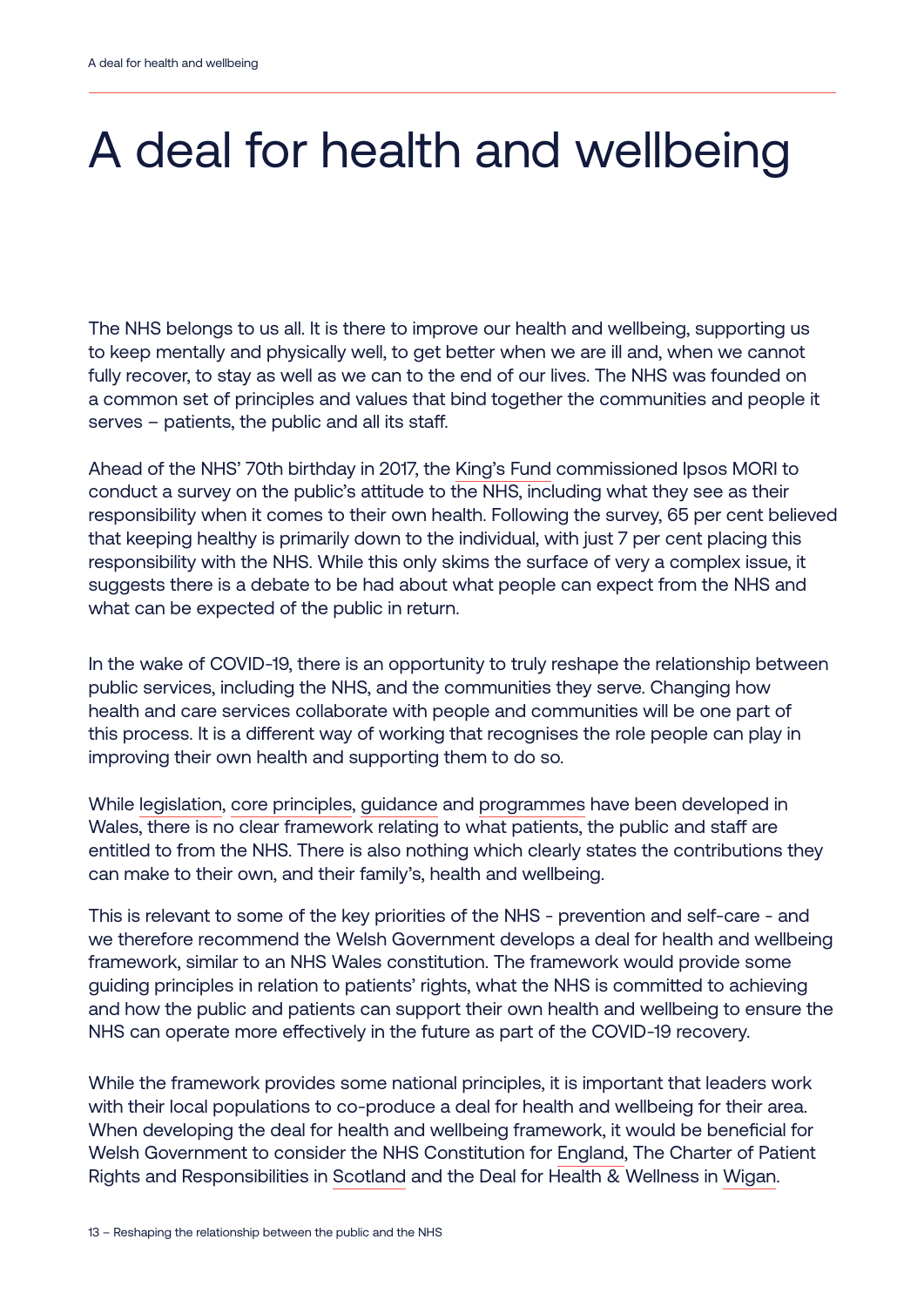# A deal for health and wellbeing

The NHS belongs to us all. It is there to improve our health and wellbeing, supporting us to keep mentally and physically well, to get better when we are ill and, when we cannot fully recover, to stay as well as we can to the end of our lives. The NHS was founded on a common set of principles and values that bind together the communities and people it serves – patients, the public and all its staff.

Ahead of the NHS' 70th birthday in 2017, the King's Fund commissioned Ipsos MORI to conduct a survey on the public's attitude to the NHS, including what they see as their responsibility when it comes to their own health. Following the survey, 65 per cent believed that keeping healthy is primarily down to the individual, with just 7 per cent placing this responsibility with the NHS. While this only skims the surface of very a complex issue, it suggests there is a debate to be had about what people can expect from the NHS and what can be expected of the public in return.

In the wake of COVID-19, there is an opportunity to truly reshape the relationship between public services, including the NHS, and the communities they serve. Changing how health and care services collaborate with people and communities will be one part of this process. It is a different way of working that recognises the role people can play in improving their own health and supporting them to do so.

While legislation, core principles, guidance and programmes have been developed in Wales, there is no clear framework relating to what patients, the public and staff are entitled to from the NHS. There is also nothing which clearly states the contributions they can make to their own, and their family's, health and wellbeing.

This is relevant to some of the key priorities of the NHS - prevention and self-care - and we therefore recommend the Welsh Government develops a deal for health and wellbeing framework, similar to an NHS Wales constitution. The framework would provide some guiding principles in relation to patients' rights, what the NHS is committed to achieving and how the public and patients can support their own health and wellbeing to ensure the NHS can operate more effectively in the future as part of the COVID-19 recovery.

While the framework provides some national principles, it is important that leaders work with their local populations to co-produce a deal for health and wellbeing for their area. When developing the deal for health and wellbeing framework, it would be beneficial for Welsh Government to consider the NHS Constitution for England, The Charter of Patient Rights and Responsibilities in Scotland and the Deal for Health & Wellness in Wigan.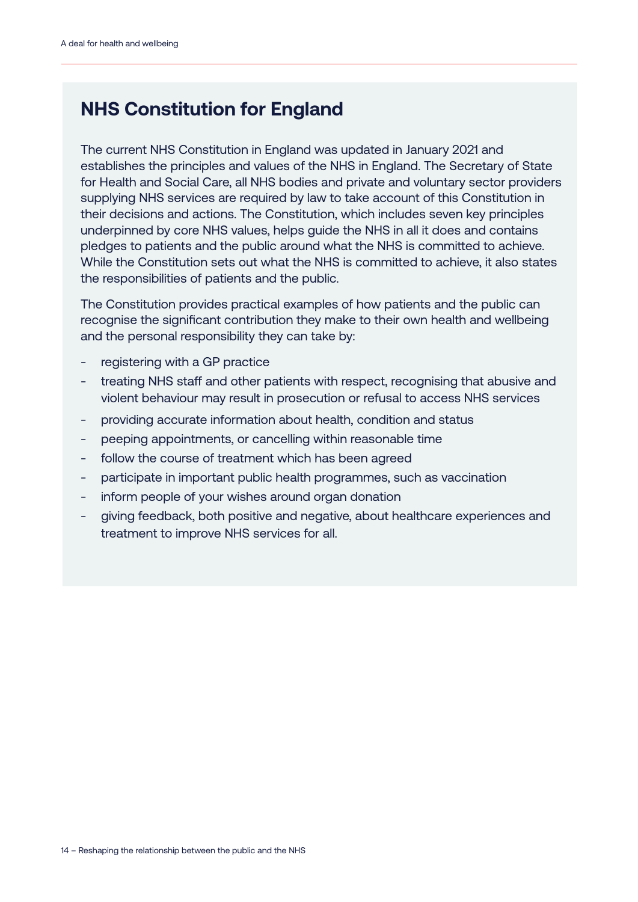## NHS Constitution for England

The current NHS Constitution in England was updated in January 2021 and establishes the principles and values of the NHS in England. The Secretary of State for Health and Social Care, all NHS bodies and private and voluntary sector providers supplying NHS services are required by law to take account of this Constitution in their decisions and actions. The Constitution, which includes seven key principles underpinned by core NHS values, helps guide the NHS in all it does and contains pledges to patients and the public around what the NHS is committed to achieve. While the Constitution sets out what the NHS is committed to achieve, it also states the responsibilities of patients and the public.

The Constitution provides practical examples of how patients and the public can recognise the significant contribution they make to their own health and wellbeing and the personal responsibility they can take by:

- registering with a GP practice
- treating NHS staff and other patients with respect, recognising that abusive and violent behaviour may result in prosecution or refusal to access NHS services
- providing accurate information about health, condition and status
- peeping appointments, or cancelling within reasonable time
- follow the course of treatment which has been agreed
- participate in important public health programmes, such as vaccination
- inform people of your wishes around organ donation
- giving feedback, both positive and negative, about healthcare experiences and treatment to improve NHS services for all.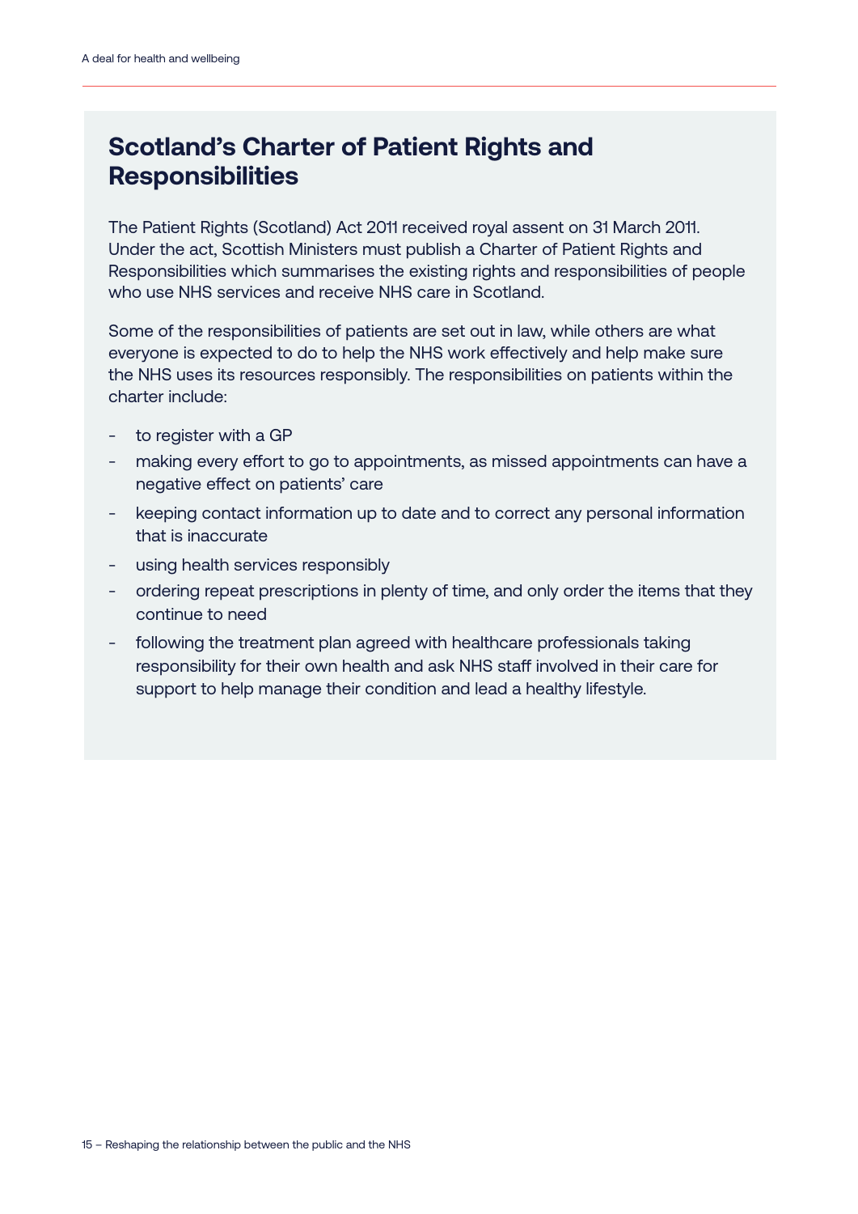## Scotland's Charter of Patient Rights and Responsibilities

The Patient Rights (Scotland) Act 2011 received royal assent on 31 March 2011. Under the act, Scottish Ministers must publish a Charter of Patient Rights and Responsibilities which summarises the existing rights and responsibilities of people who use NHS services and receive NHS care in Scotland.

Some of the responsibilities of patients are set out in law, while others are what everyone is expected to do to help the NHS work effectively and help make sure the NHS uses its resources responsibly. The responsibilities on patients within the charter include:

- to register with a GP
- making every effort to go to appointments, as missed appointments can have a negative effect on patients' care
- keeping contact information up to date and to correct any personal information that is inaccurate
- using health services responsibly
- ordering repeat prescriptions in plenty of time, and only order the items that they continue to need
- following the treatment plan agreed with healthcare professionals taking responsibility for their own health and ask NHS staff involved in their care for support to help manage their condition and lead a healthy lifestyle.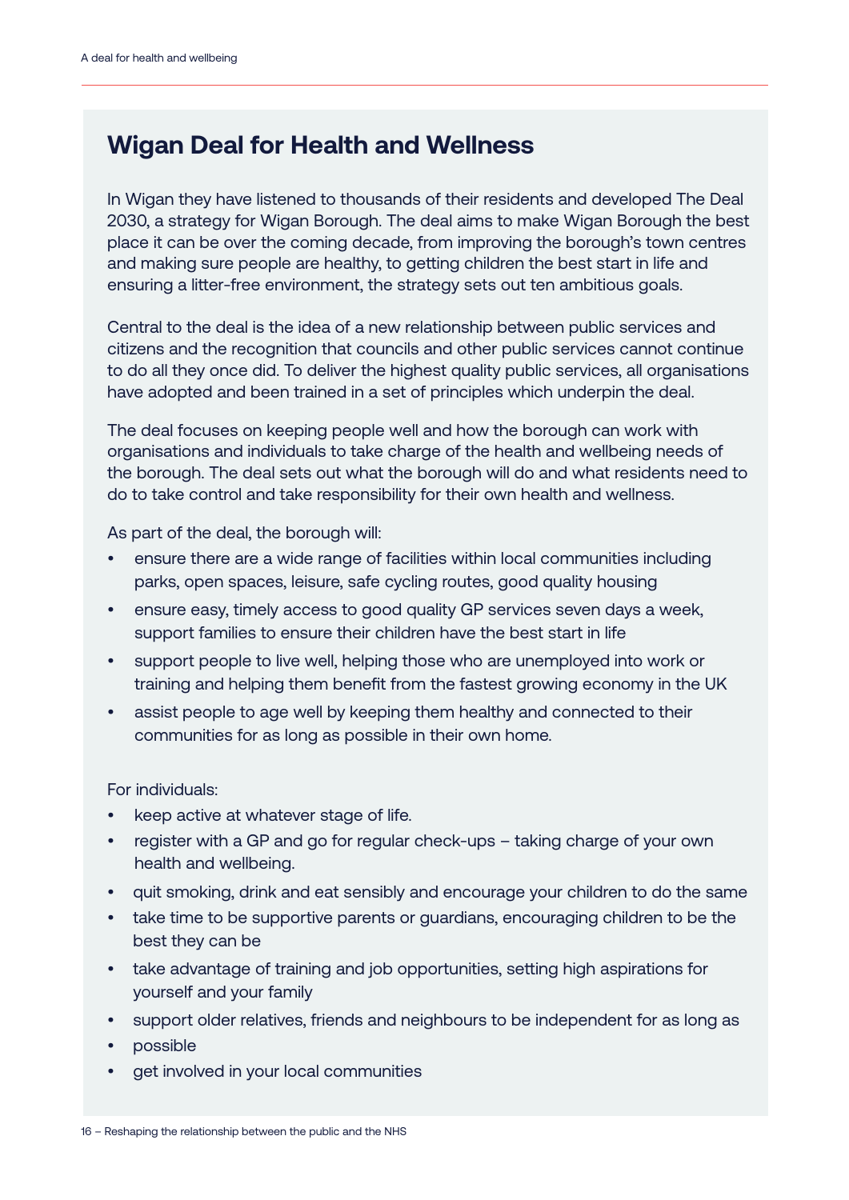## Wigan Deal for Health and Wellness

In Wigan they have listened to thousands of their residents and developed The Deal 2030, a strategy for Wigan Borough. The deal aims to make Wigan Borough the best place it can be over the coming decade, from improving the borough's town centres and making sure people are healthy, to getting children the best start in life and ensuring a litter-free environment, the strategy sets out ten ambitious goals.

Central to the deal is the idea of a new relationship between public services and citizens and the recognition that councils and other public services cannot continue to do all they once did. To deliver the highest quality public services, all organisations have adopted and been trained in a set of principles which underpin the deal.

The deal focuses on keeping people well and how the borough can work with organisations and individuals to take charge of the health and wellbeing needs of the borough. The deal sets out what the borough will do and what residents need to do to take control and take responsibility for their own health and wellness.

As part of the deal, the borough will:

- ensure there are a wide range of facilities within local communities including parks, open spaces, leisure, safe cycling routes, good quality housing
- ensure easy, timely access to good quality GP services seven days a week, support families to ensure their children have the best start in life
- support people to live well, helping those who are unemployed into work or training and helping them benefit from the fastest growing economy in the UK
- assist people to age well by keeping them healthy and connected to their communities for as long as possible in their own home.

For individuals:

- keep active at whatever stage of life.
- register with a GP and go for regular check-ups – taking charge of your own health and wellbeing.
- quit smoking, drink and eat sensibly and encourage your children to do the same
- take time to be supportive parents or guardians, encouraging children to be the best they can be
- take advantage of training and job opportunities, setting high aspirations for yourself and your family
- support older relatives, friends and neighbours to be independent for as long as
- possible
- get involved in your local communities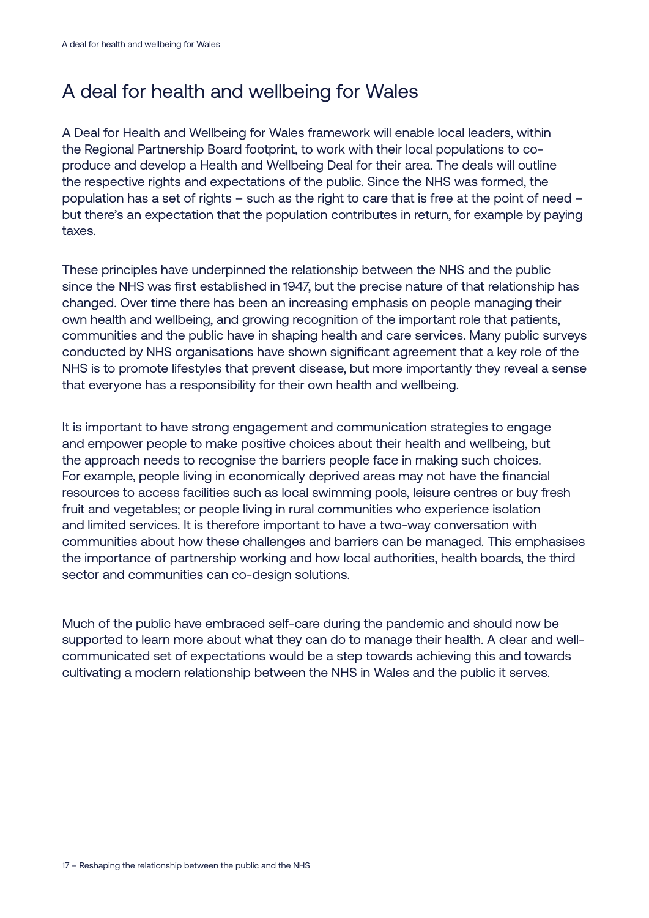# A deal for health and wellbeing for Wales

A Deal for Health and Wellbeing for Wales framework will enable local leaders, within the Regional Partnership Board footprint, to work with their local populations to co-produce and develop a Health and Wellbeing Deal for their area. The deals will outline the respective rights and expectations of the public. Since the NHS was formed, the population has a set of rights – such as the right to care that is free at the point of need – but there's an expectation that the population contributes in return, for example by paying taxes.

These principles have underpinned the relationship between the NHS and the public since the NHS was first established in 1947, but the precise nature of that relationship has changed. Over time there has been an increasing emphasis on people managing their own health and wellbeing, and growing recognition of the important role that patients, communities and the public have in shaping health and care services. Many public surveys conducted by NHS organisations have shown significant agreement that a key role of the NHS is to promote lifestyles that prevent disease, but more importantly they reveal a sense that everyone has a responsibility for their own health and wellbeing.

It is important to have strong engagement and communication strategies to engage and empower people to make positive choices about their health and wellbeing, but the approach needs to recognise the barriers people face in making such choices. For example, people living in economically deprived areas may not have the financial resources to access facilities such as local swimming pools, leisure centres or buy fresh fruit and vegetables; or people living in rural communities who experience isolation and limited services. It is therefore important to have a two-way conversation with communities about how these challenges and barriers can be managed. This emphasises the importance of partnership working and how local authorities, health boards, the third sector and communities can co-design solutions.

Much of the public have embraced self-care during the pandemic and should now be supported to learn more about what they can do to manage their health. A clear and well-communicated set of expectations would be a step towards achieving this and towards cultivating a modern relationship between the NHS in Wales and the public it serves.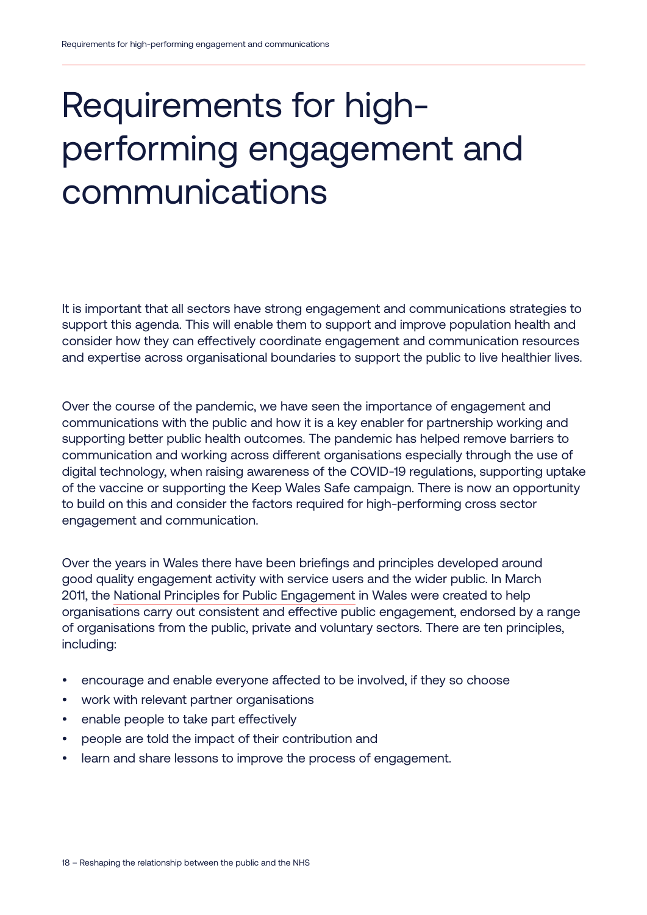# Requirements for high-performing engagement and communications

It is important that all sectors have strong engagement and communications strategies to support this agenda. This will enable them to support and improve population health and consider how they can effectively coordinate engagement and communication resources and expertise across organisational boundaries to support the public to live healthier lives.

Over the course of the pandemic, we have seen the importance of engagement and communications with the public and how it is a key enabler for partnership working and supporting better public health outcomes. The pandemic has helped remove barriers to communication and working across different organisations especially through the use of digital technology, when raising awareness of the COVID-19 regulations, supporting uptake of the vaccine or supporting the Keep Wales Safe campaign. There is now an opportunity to build on this and consider the factors required for high-performing cross sector engagement and communication.

Over the years in Wales there have been briefings and principles developed around good quality engagement activity with service users and the wider public. In March 2011, the National Principles for Public Engagement in Wales were created to help organisations carry out consistent and effective public engagement, endorsed by a range of organisations from the public, private and voluntary sectors. There are ten principles, including:

- encourage and enable everyone affected to be involved, if they so choose
- work with relevant partner organisations
- enable people to take part effectively
- people are told the impact of their contribution and
- learn and share lessons to improve the process of engagement.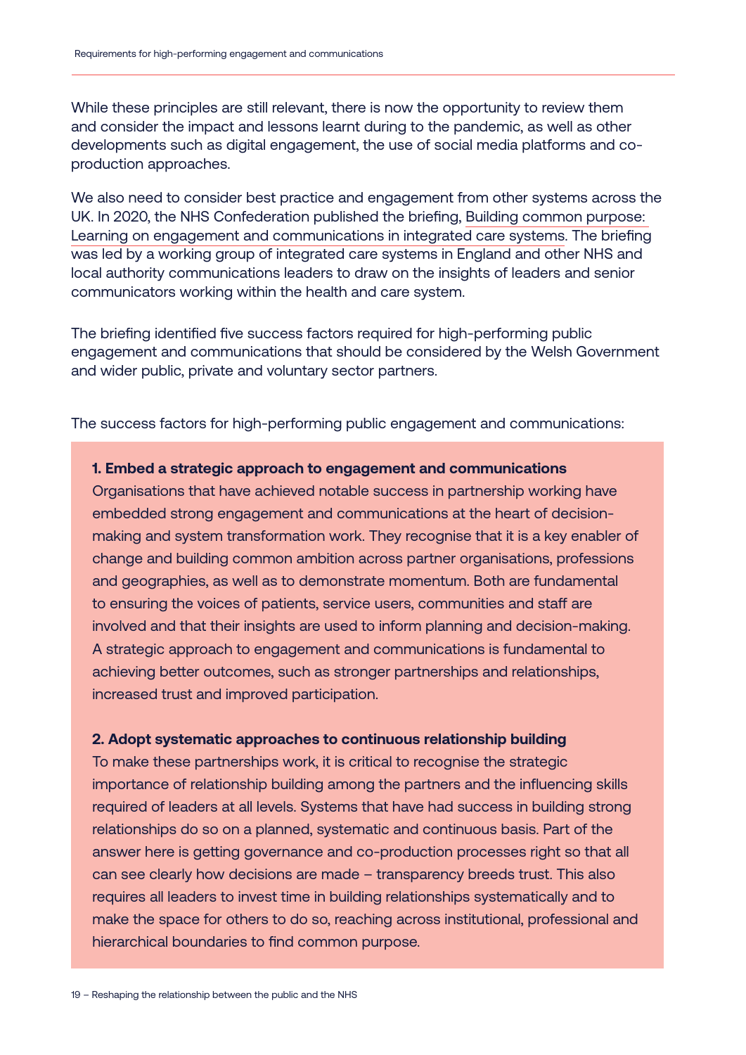While these principles are still relevant, there is now the opportunity to review them and consider the impact and lessons learnt during to the pandemic, as well as other developments such as digital engagement, the use of social media platforms and co-production approaches.

We also need to consider best practice and engagement from other systems across the UK. In 2020, the NHS Confederation published the briefing, Building common purpose: Learning on engagement and communications in integrated care systems. The briefing was led by a working group of integrated care systems in England and other NHS and local authority communications leaders to draw on the insights of leaders and senior communicators working within the health and care system.

The briefing identified five success factors required for high-performing public engagement and communications that should be considered by the Welsh Government and wider public, private and voluntary sector partners.

The success factors for high-performing public engagement and communications:

**1. Embed a strategic approach to engagement and communications**

Organisations that have achieved notable success in partnership working have embedded strong engagement and communications at the heart of decision-making and system transformation work. They recognise that it is a key enabler of change and building common ambition across partner organisations, professions and geographies, as well as to demonstrate momentum. Both are fundamental to ensuring the voices of patients, service users, communities and staff are involved and that their insights are used to inform planning and decision-making. A strategic approach to engagement and communications is fundamental to achieving better outcomes, such as stronger partnerships and relationships, increased trust and improved participation.

**2. Adopt systematic approaches to continuous relationship building**

To make these partnerships work, it is critical to recognise the strategic importance of relationship building among the partners and the influencing skills required of leaders at all levels. Systems that have had success in building strong relationships do so on a planned, systematic and continuous basis. Part of the answer here is getting governance and co-production processes right so that all can see clearly how decisions are made – transparency breeds trust. This also requires all leaders to invest time in building relationships systematically and to make the space for others to do so, reaching across institutional, professional and hierarchical boundaries to find common purpose.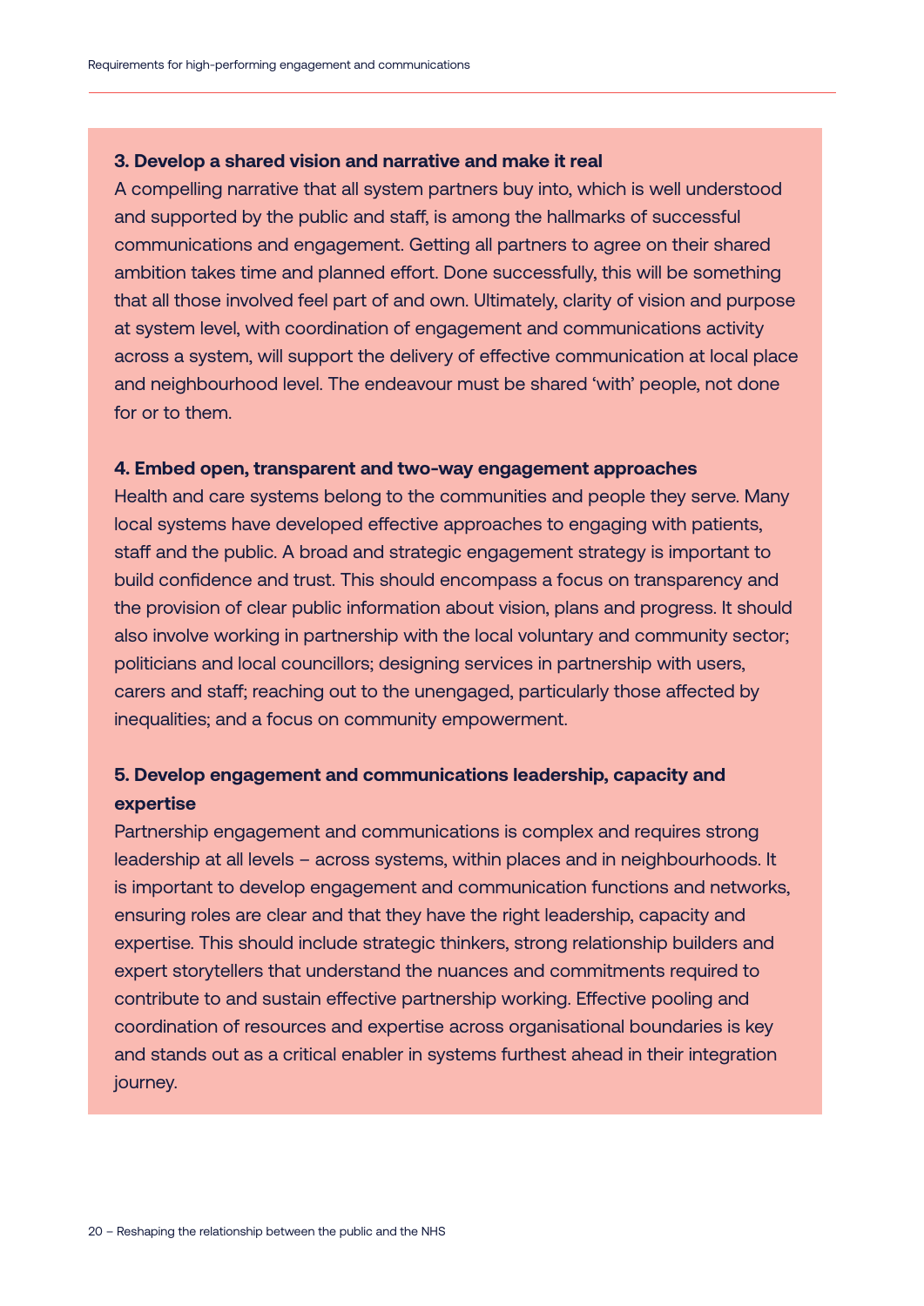**3. Develop a shared vision and narrative and make it real**

A compelling narrative that all system partners buy into, which is well understood and supported by the public and staff, is among the hallmarks of successful communications and engagement. Getting all partners to agree on their shared ambition takes time and planned effort. Done successfully, this will be something that all those involved feel part of and own. Ultimately, clarity of vision and purpose at system level, with coordination of engagement and communications activity across a system, will support the delivery of effective communication at local place and neighbourhood level. The endeavour must be shared 'with' people, not done for or to them.

**4. Embed open, transparent and two-way engagement approaches**

Health and care systems belong to the communities and people they serve. Many local systems have developed effective approaches to engaging with patients, staff and the public. A broad and strategic engagement strategy is important to build confidence and trust. This should encompass a focus on transparency and the provision of clear public information about vision, plans and progress. It should also involve working in partnership with the local voluntary and community sector; politicians and local councillors; designing services in partnership with users, carers and staff; reaching out to the unengaged, particularly those affected by inequalities; and a focus on community empowerment.

**5. Develop engagement and communications leadership, capacity and expertise**

Partnership engagement and communications is complex and requires strong leadership at all levels – across systems, within places and in neighbourhoods. It is important to develop engagement and communication functions and networks, ensuring roles are clear and that they have the right leadership, capacity and expertise. This should include strategic thinkers, strong relationship builders and expert storytellers that understand the nuances and commitments required to contribute to and sustain effective partnership working. Effective pooling and coordination of resources and expertise across organisational boundaries is key and stands out as a critical enabler in systems furthest ahead in their integration journey.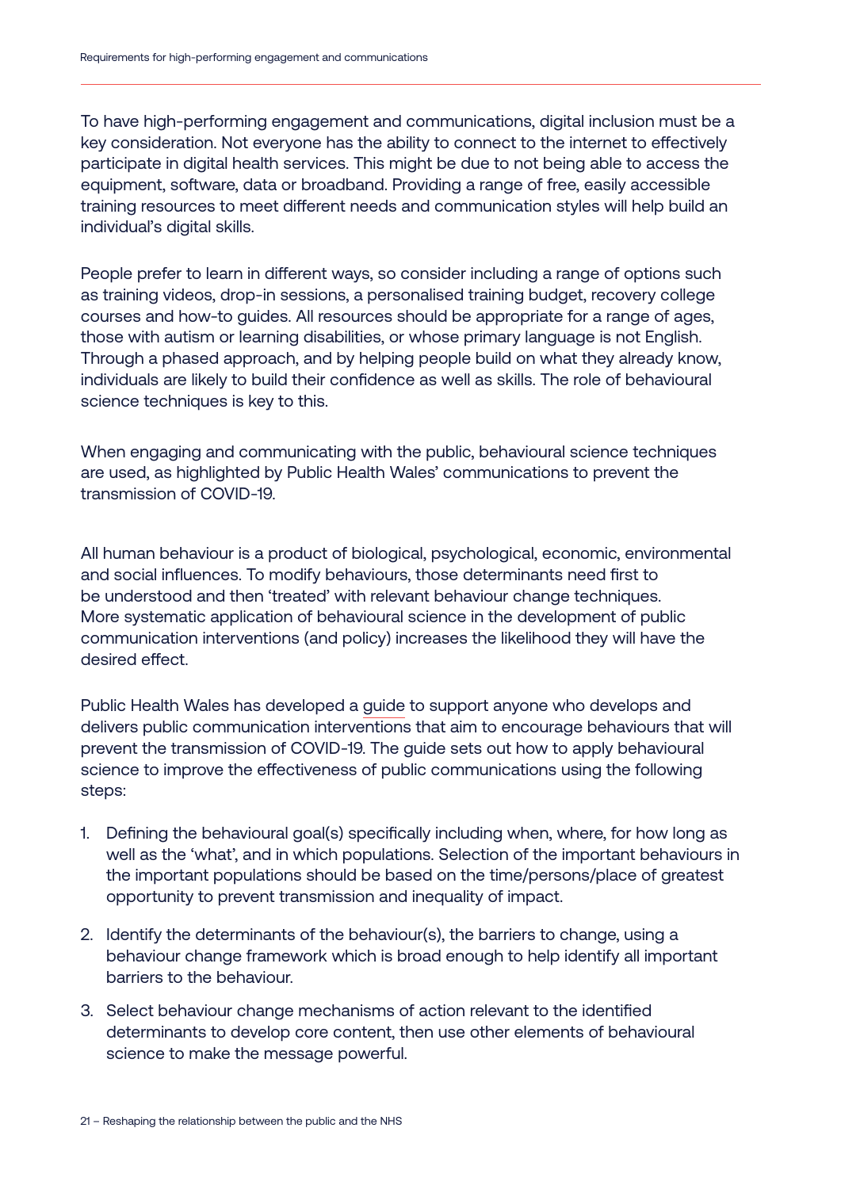To have high-performing engagement and communications, digital inclusion must be a key consideration. Not everyone has the ability to connect to the internet to effectively participate in digital health services. This might be due to not being able to access the equipment, software, data or broadband. Providing a range of free, easily accessible training resources to meet different needs and communication styles will help build an individual's digital skills.

People prefer to learn in different ways, so consider including a range of options such as training videos, drop-in sessions, a personalised training budget, recovery college courses and how-to guides. All resources should be appropriate for a range of ages, those with autism or learning disabilities, or whose primary language is not English. Through a phased approach, and by helping people build on what they already know, individuals are likely to build their confidence as well as skills. The role of behavioural science techniques is key to this.

When engaging and communicating with the public, behavioural science techniques are used, as highlighted by Public Health Wales' communications to prevent the transmission of COVID-19.

All human behaviour is a product of biological, psychological, economic, environmental and social influences. To modify behaviours, those determinants need first to be understood and then 'treated' with relevant behaviour change techniques. More systematic application of behavioural science in the development of public communication interventions (and policy) increases the likelihood they will have the desired effect.

Public Health Wales has developed a guide to support anyone who develops and delivers public communication interventions that aim to encourage behaviours that will prevent the transmission of COVID-19. The guide sets out how to apply behavioural science to improve the effectiveness of public communications using the following steps:

1. Defining the behavioural goal(s) specifically including when, where, for how long as well as the 'what', and in which populations. Selection of the important behaviours in the important populations should be based on the time/persons/place of greatest opportunity to prevent transmission and inequality of impact.
2. Identify the determinants of the behaviour(s), the barriers to change, using a behaviour change framework which is broad enough to help identify all important barriers to the behaviour.
3. Select behaviour change mechanisms of action relevant to the identified determinants to develop core content, then use other elements of behavioural science to make the message powerful.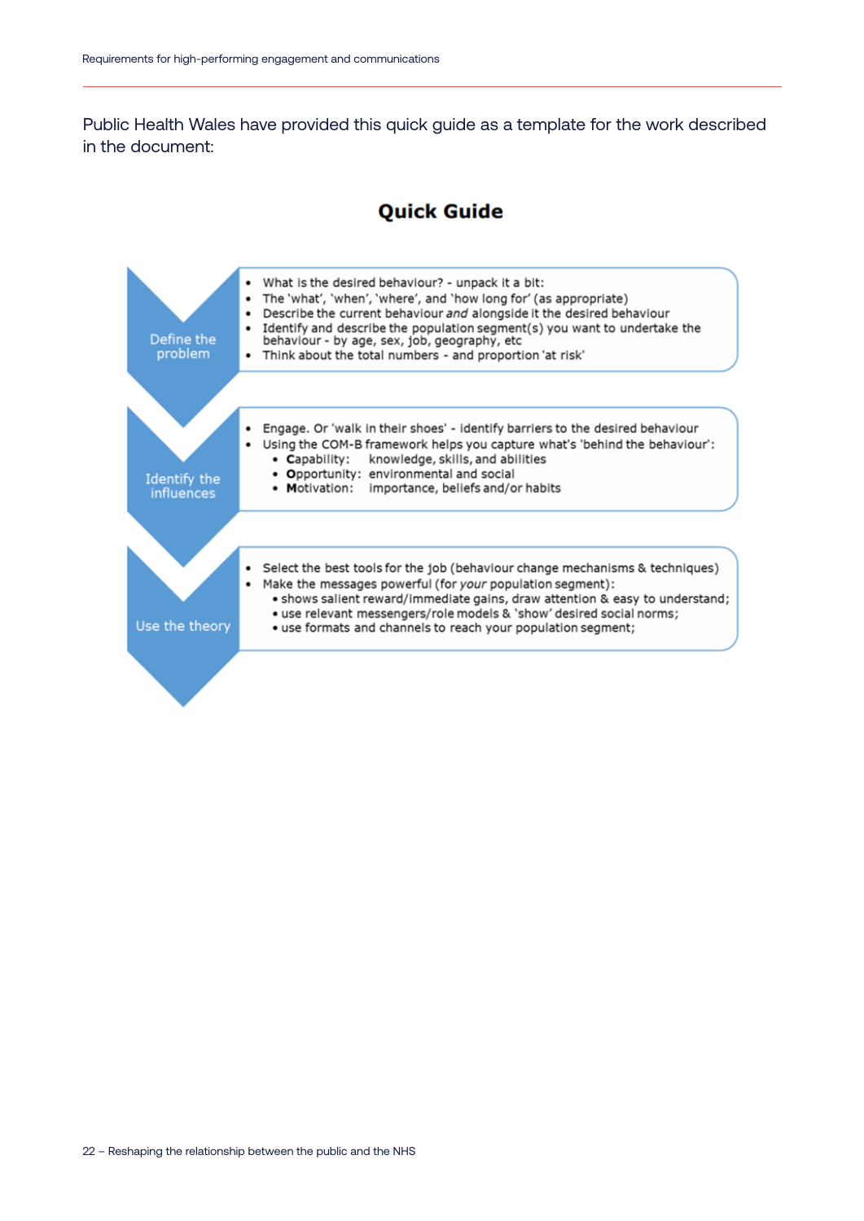Public Health Wales have provided this quick guide as a template for the work described in the document:

## Quick Guide

**Define the problem**

- What is the desired behaviour? - unpack it a bit:
- The 'what', 'when', 'where', and 'how long for' (as appropriate)
- Describe the current behaviour *and* alongside it the desired behaviour
- Identify and describe the population segment(s) you want to undertake the behaviour - by age, sex, job, geography, etc
- Think about the total numbers - and proportion 'at risk'

**Identify the influences**

- Engage. Or 'walk in their shoes' - identify barriers to the desired behaviour
- Using the COM-B framework helps you capture what's 'behind the behaviour':
  - **C**apability: knowledge, skills, and abilities
  - **O**pportunity: environmental and social
  - **M**otivation: importance, beliefs and/or habits

**Use the theory**

- Select the best tools for the job (behaviour change mechanisms & techniques)
- Make the messages powerful (for *your* population segment):
  - shows salient reward/immediate gains, draw attention & easy to understand;
  - use relevant messengers/role models & 'show' desired social norms;
  - use formats and channels to reach your population segment;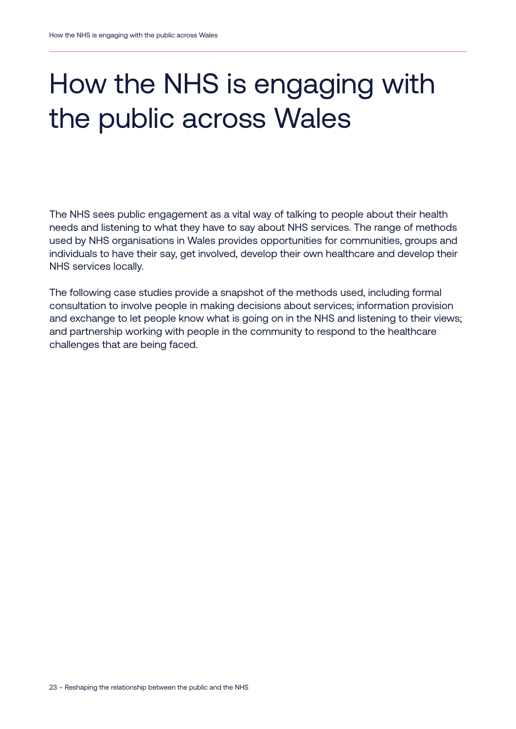# How the NHS is engaging with the public across Wales

The NHS sees public engagement as a vital way of talking to people about their health needs and listening to what they have to say about NHS services. The range of methods used by NHS organisations in Wales provides opportunities for communities, groups and individuals to have their say, get involved, develop their own healthcare and develop their NHS services locally.

The following case studies provide a snapshot of the methods used, including formal consultation to involve people in making decisions about services; information provision and exchange to let people know what is going on in the NHS and listening to their views; and partnership working with people in the community to respond to the healthcare challenges that are being faced.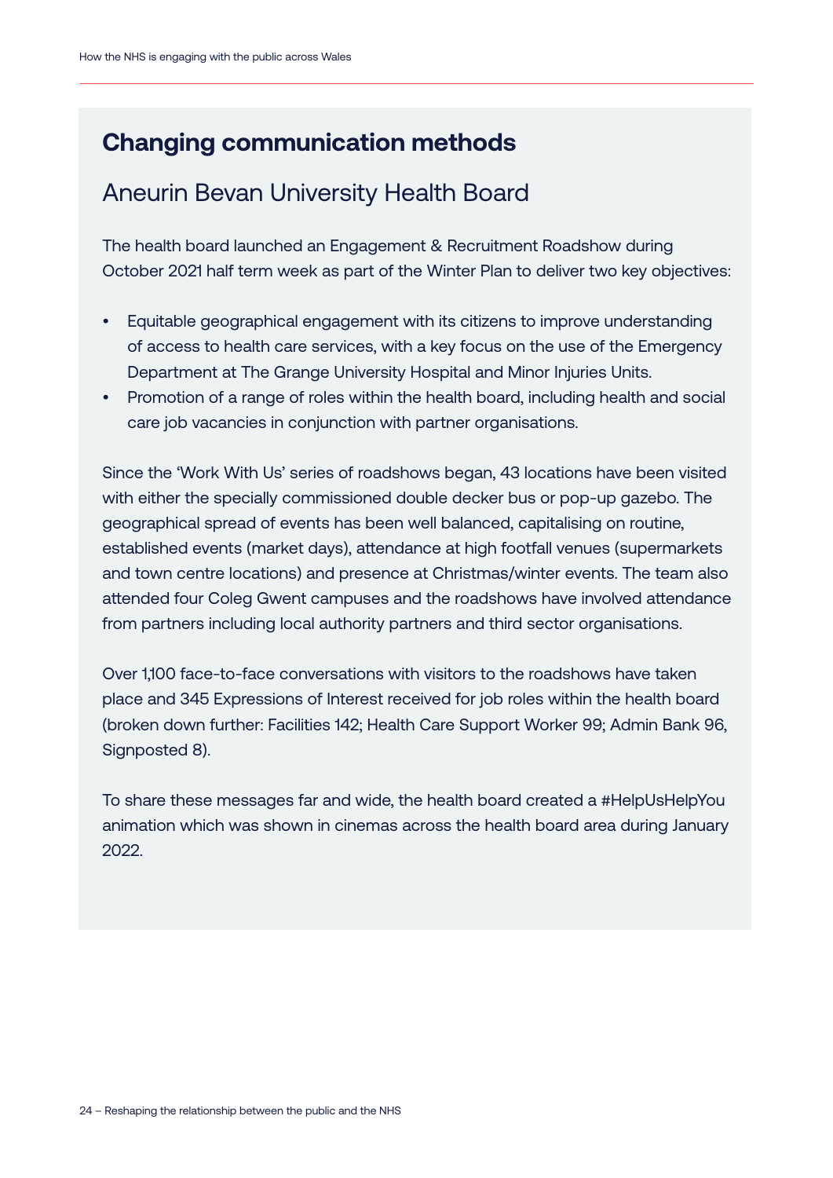## Changing communication methods

### Aneurin Bevan University Health Board

The health board launched an Engagement & Recruitment Roadshow during October 2021 half term week as part of the Winter Plan to deliver two key objectives:

- Equitable geographical engagement with its citizens to improve understanding of access to health care services, with a key focus on the use of the Emergency Department at The Grange University Hospital and Minor Injuries Units.
- Promotion of a range of roles within the health board, including health and social care job vacancies in conjunction with partner organisations.

Since the 'Work With Us' series of roadshows began, 43 locations have been visited with either the specially commissioned double decker bus or pop-up gazebo. The geographical spread of events has been well balanced, capitalising on routine, established events (market days), attendance at high footfall venues (supermarkets and town centre locations) and presence at Christmas/winter events. The team also attended four Coleg Gwent campuses and the roadshows have involved attendance from partners including local authority partners and third sector organisations.

Over 1,100 face-to-face conversations with visitors to the roadshows have taken place and 345 Expressions of Interest received for job roles within the health board (broken down further: Facilities 142; Health Care Support Worker 99; Admin Bank 96, Signposted 8).

To share these messages far and wide, the health board created a #HelpUsHelpYou animation which was shown in cinemas across the health board area during January 2022.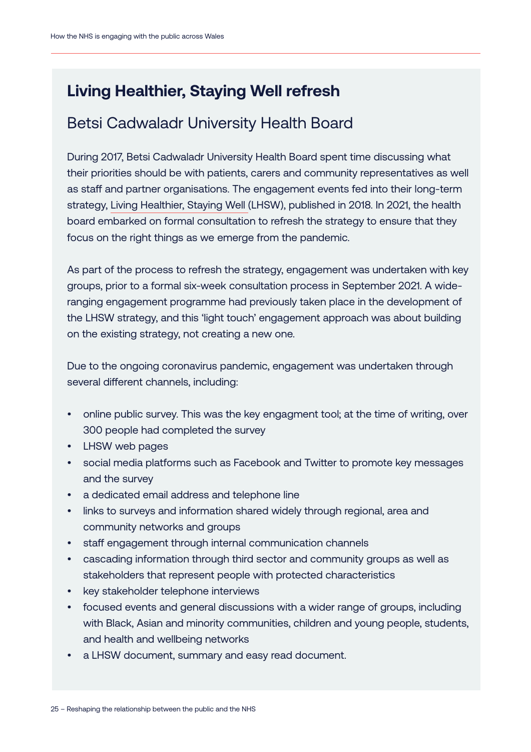## Living Healthier, Staying Well refresh

### Betsi Cadwaladr University Health Board

During 2017, Betsi Cadwaladr University Health Board spent time discussing what their priorities should be with patients, carers and community representatives as well as staff and partner organisations. The engagement events fed into their long-term strategy, Living Healthier, Staying Well (LHSW), published in 2018. In 2021, the health board embarked on formal consultation to refresh the strategy to ensure that they focus on the right things as we emerge from the pandemic.

As part of the process to refresh the strategy, engagement was undertaken with key groups, prior to a formal six-week consultation process in September 2021. A wide-ranging engagement programme had previously taken place in the development of the LHSW strategy, and this 'light touch' engagement approach was about building on the existing strategy, not creating a new one.

Due to the ongoing coronavirus pandemic, engagement was undertaken through several different channels, including:

- online public survey. This was the key engagment tool; at the time of writing, over 300 people had completed the survey
- LHSW web pages
- social media platforms such as Facebook and Twitter to promote key messages and the survey
- a dedicated email address and telephone line
- links to surveys and information shared widely through regional, area and community networks and groups
- staff engagement through internal communication channels
- cascading information through third sector and community groups as well as stakeholders that represent people with protected characteristics
- key stakeholder telephone interviews
- focused events and general discussions with a wider range of groups, including with Black, Asian and minority communities, children and young people, students, and health and wellbeing networks
- a LHSW document, summary and easy read document.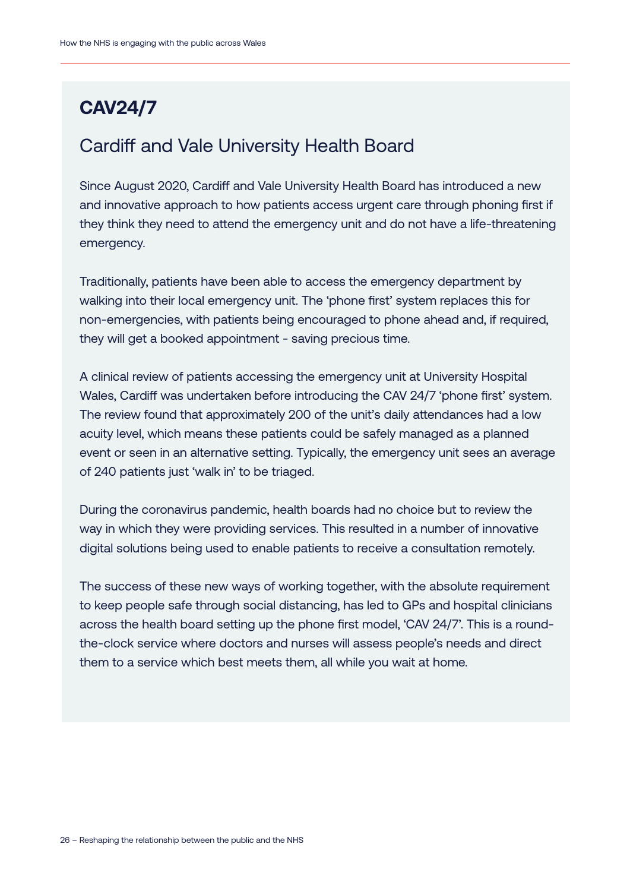## CAV24/7

### Cardiff and Vale University Health Board

Since August 2020, Cardiff and Vale University Health Board has introduced a new and innovative approach to how patients access urgent care through phoning first if they think they need to attend the emergency unit and do not have a life-threatening emergency.

Traditionally, patients have been able to access the emergency department by walking into their local emergency unit. The 'phone first' system replaces this for non-emergencies, with patients being encouraged to phone ahead and, if required, they will get a booked appointment - saving precious time.

A clinical review of patients accessing the emergency unit at University Hospital Wales, Cardiff was undertaken before introducing the CAV 24/7 'phone first' system. The review found that approximately 200 of the unit's daily attendances had a low acuity level, which means these patients could be safely managed as a planned event or seen in an alternative setting. Typically, the emergency unit sees an average of 240 patients just 'walk in' to be triaged.

During the coronavirus pandemic, health boards had no choice but to review the way in which they were providing services. This resulted in a number of innovative digital solutions being used to enable patients to receive a consultation remotely.

The success of these new ways of working together, with the absolute requirement to keep people safe through social distancing, has led to GPs and hospital clinicians across the health board setting up the phone first model, 'CAV 24/7'. This is a round-the-clock service where doctors and nurses will assess people's needs and direct them to a service which best meets them, all while you wait at home.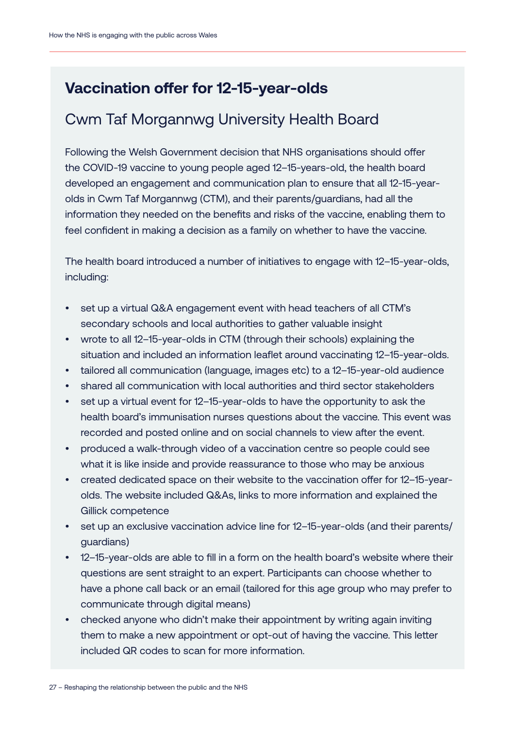## Vaccination offer for 12-15-year-olds

### Cwm Taf Morgannwg University Health Board

Following the Welsh Government decision that NHS organisations should offer the COVID-19 vaccine to young people aged 12–15-years-old, the health board developed an engagement and communication plan to ensure that all 12-15-year-olds in Cwm Taf Morgannwg (CTM), and their parents/guardians, had all the information they needed on the benefits and risks of the vaccine, enabling them to feel confident in making a decision as a family on whether to have the vaccine.

The health board introduced a number of initiatives to engage with 12–15-year-olds, including:

- set up a virtual Q&A engagement event with head teachers of all CTM's secondary schools and local authorities to gather valuable insight
- wrote to all 12–15-year-olds in CTM (through their schools) explaining the situation and included an information leaflet around vaccinating 12–15-year-olds.
- tailored all communication (language, images etc) to a 12–15-year-old audience
- shared all communication with local authorities and third sector stakeholders
- set up a virtual event for 12–15-year-olds to have the opportunity to ask the health board's immunisation nurses questions about the vaccine. This event was recorded and posted online and on social channels to view after the event.
- produced a walk-through video of a vaccination centre so people could see what it is like inside and provide reassurance to those who may be anxious
- created dedicated space on their website to the vaccination offer for 12–15-year-olds. The website included Q&As, links to more information and explained the Gillick competence
- set up an exclusive vaccination advice line for 12–15-year-olds (and their parents/ guardians)
- 12–15-year-olds are able to fill in a form on the health board's website where their questions are sent straight to an expert. Participants can choose whether to have a phone call back or an email (tailored for this age group who may prefer to communicate through digital means)
- checked anyone who didn't make their appointment by writing again inviting them to make a new appointment or opt-out of having the vaccine. This letter included QR codes to scan for more information.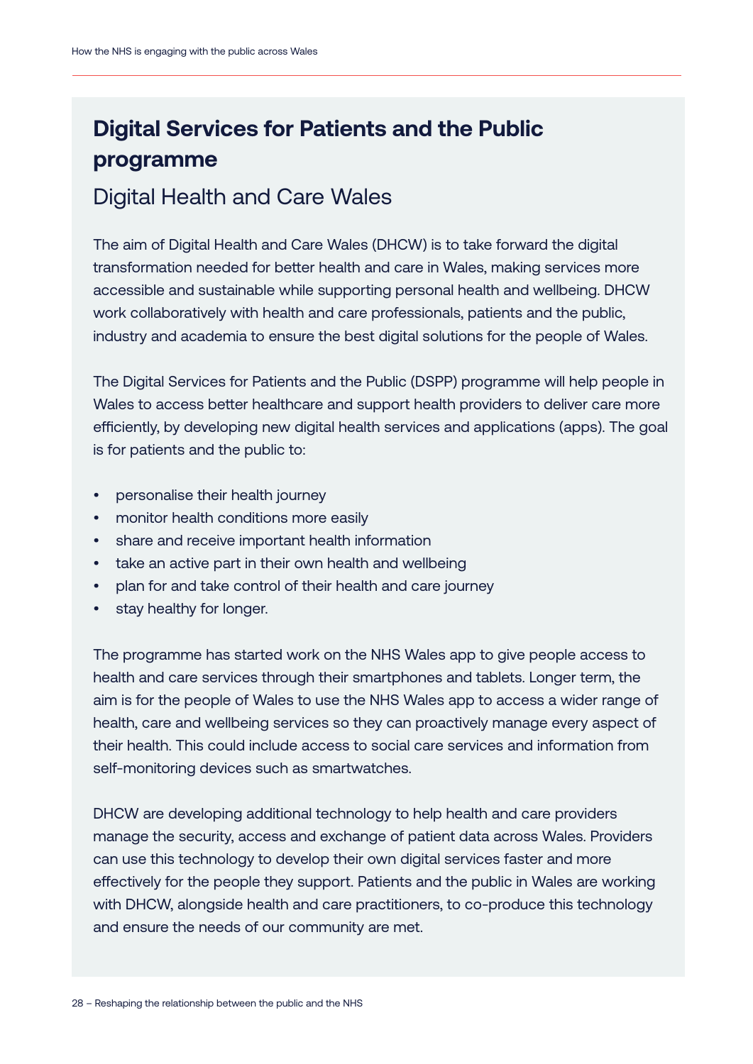## Digital Services for Patients and the Public programme

### Digital Health and Care Wales

The aim of Digital Health and Care Wales (DHCW) is to take forward the digital transformation needed for better health and care in Wales, making services more accessible and sustainable while supporting personal health and wellbeing. DHCW work collaboratively with health and care professionals, patients and the public, industry and academia to ensure the best digital solutions for the people of Wales.

The Digital Services for Patients and the Public (DSPP) programme will help people in Wales to access better healthcare and support health providers to deliver care more efficiently, by developing new digital health services and applications (apps). The goal is for patients and the public to:

- personalise their health journey
- monitor health conditions more easily
- share and receive important health information
- take an active part in their own health and wellbeing
- plan for and take control of their health and care journey
- stay healthy for longer.

The programme has started work on the NHS Wales app to give people access to health and care services through their smartphones and tablets. Longer term, the aim is for the people of Wales to use the NHS Wales app to access a wider range of health, care and wellbeing services so they can proactively manage every aspect of their health. This could include access to social care services and information from self-monitoring devices such as smartwatches.

DHCW are developing additional technology to help health and care providers manage the security, access and exchange of patient data across Wales. Providers can use this technology to develop their own digital services faster and more effectively for the people they support. Patients and the public in Wales are working with DHCW, alongside health and care practitioners, to co-produce this technology and ensure the needs of our community are met.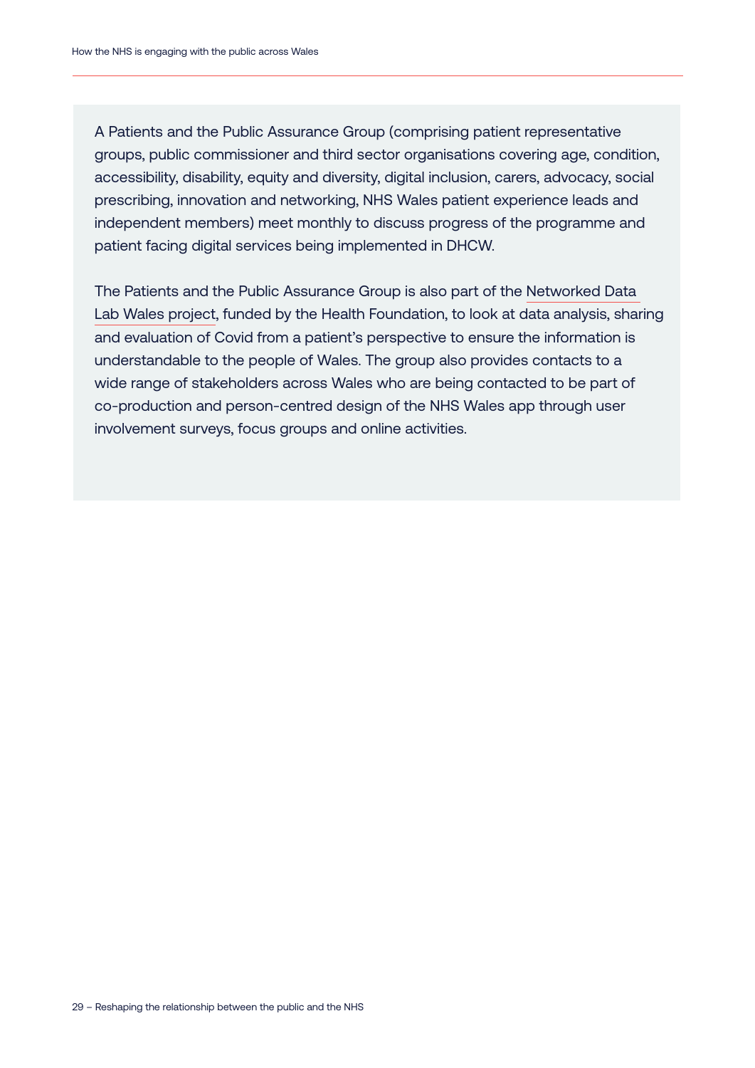A Patients and the Public Assurance Group (comprising patient representative groups, public commissioner and third sector organisations covering age, condition, accessibility, disability, equity and diversity, digital inclusion, carers, advocacy, social prescribing, innovation and networking, NHS Wales patient experience leads and independent members) meet monthly to discuss progress of the programme and patient facing digital services being implemented in DHCW.

The Patients and the Public Assurance Group is also part of the Networked Data Lab Wales project, funded by the Health Foundation, to look at data analysis, sharing and evaluation of Covid from a patient's perspective to ensure the information is understandable to the people of Wales. The group also provides contacts to a wide range of stakeholders across Wales who are being contacted to be part of co-production and person-centred design of the NHS Wales app through user involvement surveys, focus groups and online activities.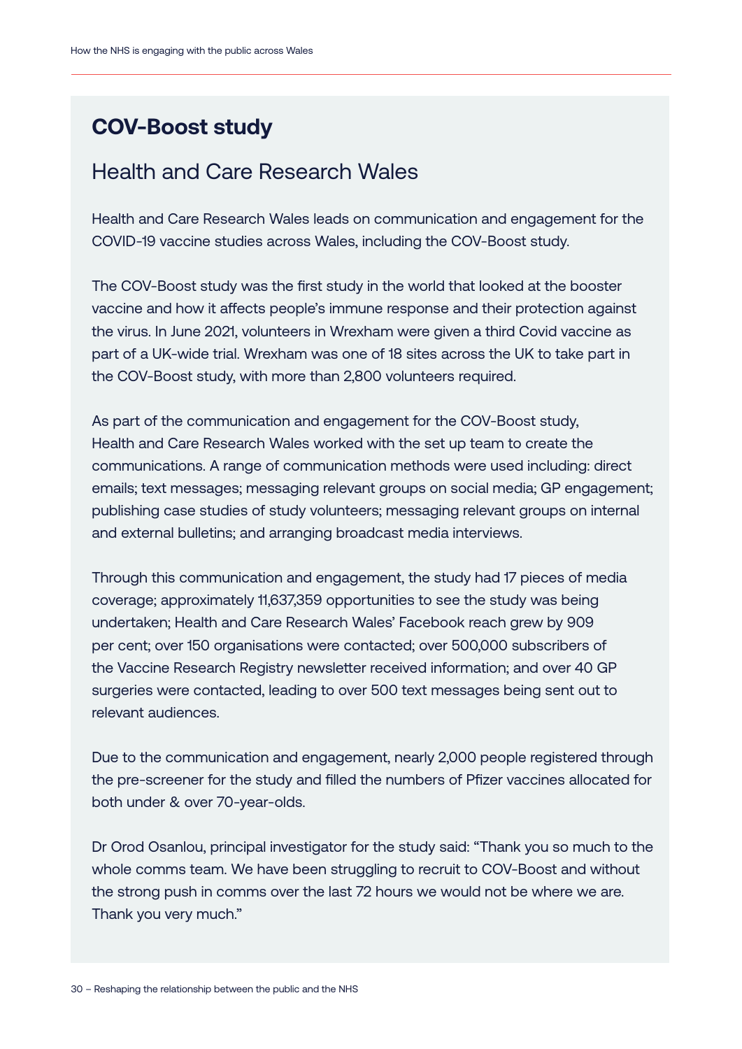## COV-Boost study

### Health and Care Research Wales

Health and Care Research Wales leads on communication and engagement for the COVID-19 vaccine studies across Wales, including the COV-Boost study.

The COV-Boost study was the first study in the world that looked at the booster vaccine and how it affects people's immune response and their protection against the virus. In June 2021, volunteers in Wrexham were given a third Covid vaccine as part of a UK-wide trial. Wrexham was one of 18 sites across the UK to take part in the COV-Boost study, with more than 2,800 volunteers required.

As part of the communication and engagement for the COV-Boost study, Health and Care Research Wales worked with the set up team to create the communications. A range of communication methods were used including: direct emails; text messages; messaging relevant groups on social media; GP engagement; publishing case studies of study volunteers; messaging relevant groups on internal and external bulletins; and arranging broadcast media interviews.

Through this communication and engagement, the study had 17 pieces of media coverage; approximately 11,637,359 opportunities to see the study was being undertaken; Health and Care Research Wales' Facebook reach grew by 909 per cent; over 150 organisations were contacted; over 500,000 subscribers of the Vaccine Research Registry newsletter received information; and over 40 GP surgeries were contacted, leading to over 500 text messages being sent out to relevant audiences.

Due to the communication and engagement, nearly 2,000 people registered through the pre-screener for the study and filled the numbers of Pfizer vaccines allocated for both under & over 70-year-olds.

Dr Orod Osanlou, principal investigator for the study said: "Thank you so much to the whole comms team. We have been struggling to recruit to COV-Boost and without the strong push in comms over the last 72 hours we would not be where we are. Thank you very much."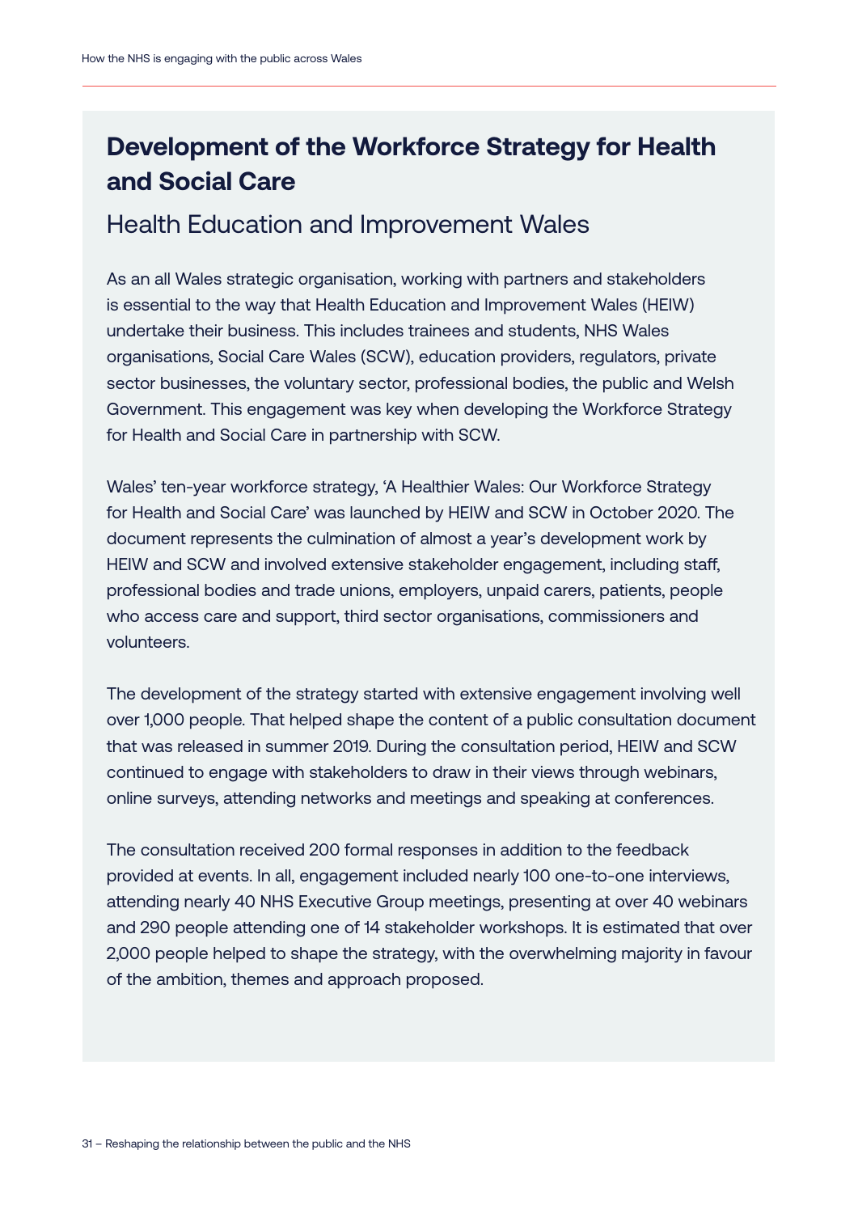## Development of the Workforce Strategy for Health and Social Care

### Health Education and Improvement Wales

As an all Wales strategic organisation, working with partners and stakeholders is essential to the way that Health Education and Improvement Wales (HEIW) undertake their business. This includes trainees and students, NHS Wales organisations, Social Care Wales (SCW), education providers, regulators, private sector businesses, the voluntary sector, professional bodies, the public and Welsh Government. This engagement was key when developing the Workforce Strategy for Health and Social Care in partnership with SCW.

Wales' ten-year workforce strategy, 'A Healthier Wales: Our Workforce Strategy for Health and Social Care' was launched by HEIW and SCW in October 2020. The document represents the culmination of almost a year's development work by HEIW and SCW and involved extensive stakeholder engagement, including staff, professional bodies and trade unions, employers, unpaid carers, patients, people who access care and support, third sector organisations, commissioners and volunteers.

The development of the strategy started with extensive engagement involving well over 1,000 people. That helped shape the content of a public consultation document that was released in summer 2019. During the consultation period, HEIW and SCW continued to engage with stakeholders to draw in their views through webinars, online surveys, attending networks and meetings and speaking at conferences.

The consultation received 200 formal responses in addition to the feedback provided at events. In all, engagement included nearly 100 one-to-one interviews, attending nearly 40 NHS Executive Group meetings, presenting at over 40 webinars and 290 people attending one of 14 stakeholder workshops. It is estimated that over 2,000 people helped to shape the strategy, with the overwhelming majority in favour of the ambition, themes and approach proposed.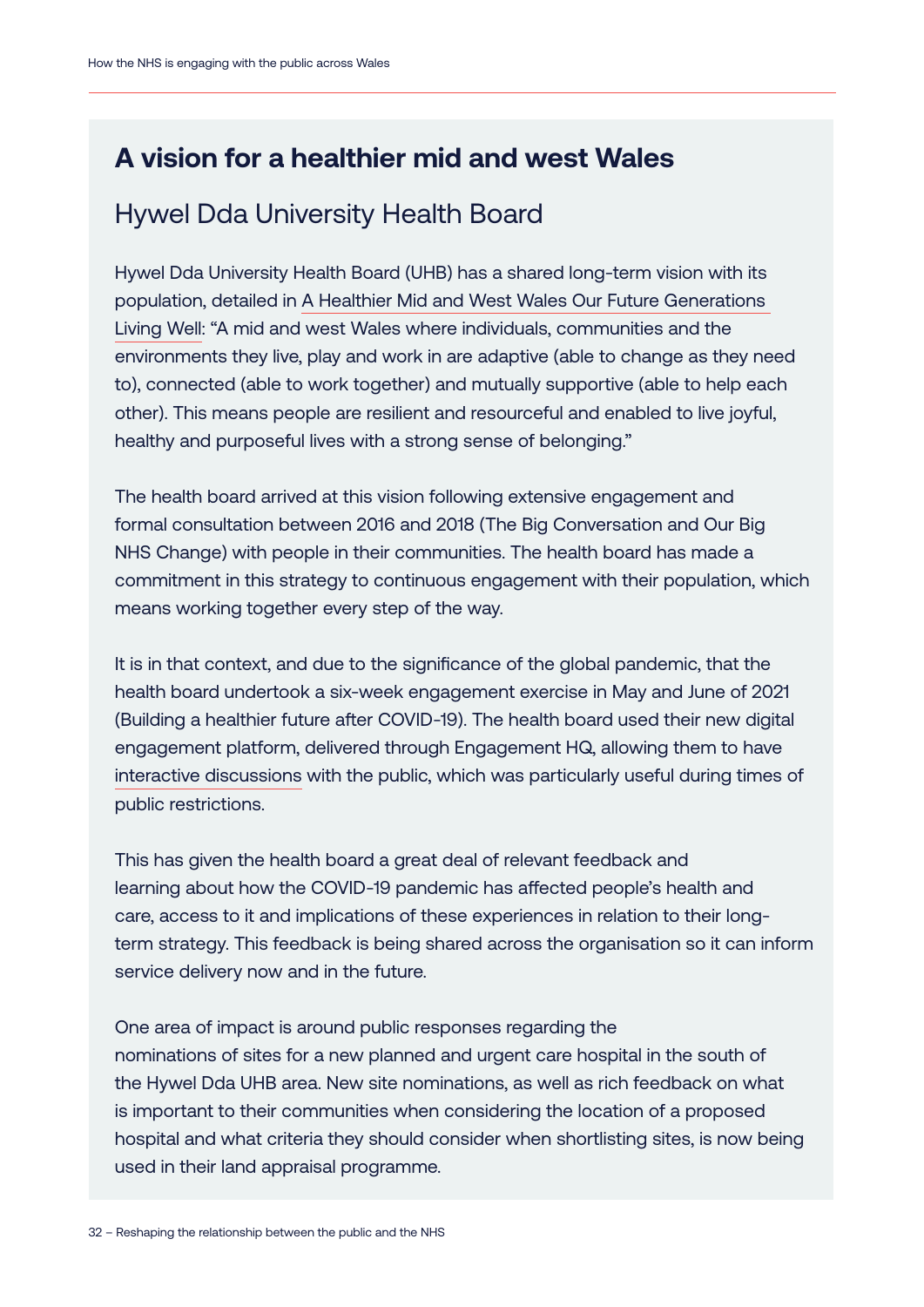## A vision for a healthier mid and west Wales

### Hywel Dda University Health Board

Hywel Dda University Health Board (UHB) has a shared long-term vision with its population, detailed in A Healthier Mid and West Wales Our Future Generations Living Well: "A mid and west Wales where individuals, communities and the environments they live, play and work in are adaptive (able to change as they need to), connected (able to work together) and mutually supportive (able to help each other). This means people are resilient and resourceful and enabled to live joyful, healthy and purposeful lives with a strong sense of belonging."

The health board arrived at this vision following extensive engagement and formal consultation between 2016 and 2018 (The Big Conversation and Our Big NHS Change) with people in their communities. The health board has made a commitment in this strategy to continuous engagement with their population, which means working together every step of the way.

It is in that context, and due to the significance of the global pandemic, that the health board undertook a six-week engagement exercise in May and June of 2021 (Building a healthier future after COVID-19). The health board used their new digital engagement platform, delivered through Engagement HQ, allowing them to have interactive discussions with the public, which was particularly useful during times of public restrictions.

This has given the health board a great deal of relevant feedback and learning about how the COVID-19 pandemic has affected people's health and care, access to it and implications of these experiences in relation to their long-term strategy. This feedback is being shared across the organisation so it can inform service delivery now and in the future.

One area of impact is around public responses regarding the nominations of sites for a new planned and urgent care hospital in the south of the Hywel Dda UHB area. New site nominations, as well as rich feedback on what is important to their communities when considering the location of a proposed hospital and what criteria they should consider when shortlisting sites, is now being used in their land appraisal programme.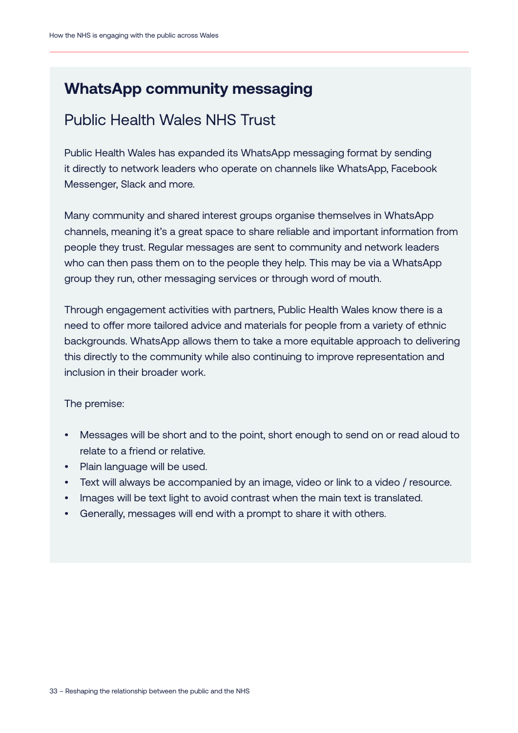## WhatsApp community messaging

### Public Health Wales NHS Trust

Public Health Wales has expanded its WhatsApp messaging format by sending it directly to network leaders who operate on channels like WhatsApp, Facebook Messenger, Slack and more.

Many community and shared interest groups organise themselves in WhatsApp channels, meaning it's a great space to share reliable and important information from people they trust. Regular messages are sent to community and network leaders who can then pass them on to the people they help. This may be via a WhatsApp group they run, other messaging services or through word of mouth.

Through engagement activities with partners, Public Health Wales know there is a need to offer more tailored advice and materials for people from a variety of ethnic backgrounds. WhatsApp allows them to take a more equitable approach to delivering this directly to the community while also continuing to improve representation and inclusion in their broader work.

The premise:

- Messages will be short and to the point, short enough to send on or read aloud to relate to a friend or relative.
- Plain language will be used.
- Text will always be accompanied by an image, video or link to a video / resource.
- Images will be text light to avoid contrast when the main text is translated.
- Generally, messages will end with a prompt to share it with others.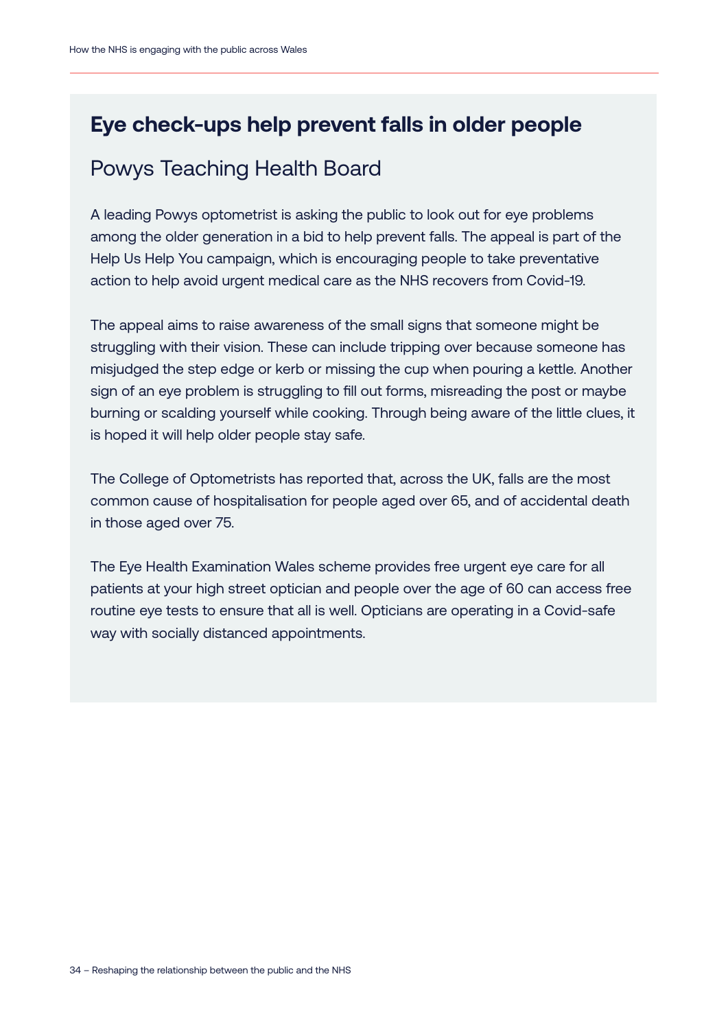## Eye check-ups help prevent falls in older people

### Powys Teaching Health Board

A leading Powys optometrist is asking the public to look out for eye problems among the older generation in a bid to help prevent falls. The appeal is part of the Help Us Help You campaign, which is encouraging people to take preventative action to help avoid urgent medical care as the NHS recovers from Covid-19.

The appeal aims to raise awareness of the small signs that someone might be struggling with their vision. These can include tripping over because someone has misjudged the step edge or kerb or missing the cup when pouring a kettle. Another sign of an eye problem is struggling to fill out forms, misreading the post or maybe burning or scalding yourself while cooking. Through being aware of the little clues, it is hoped it will help older people stay safe.

The College of Optometrists has reported that, across the UK, falls are the most common cause of hospitalisation for people aged over 65, and of accidental death in those aged over 75.

The Eye Health Examination Wales scheme provides free urgent eye care for all patients at your high street optician and people over the age of 60 can access free routine eye tests to ensure that all is well. Opticians are operating in a Covid-safe way with socially distanced appointments.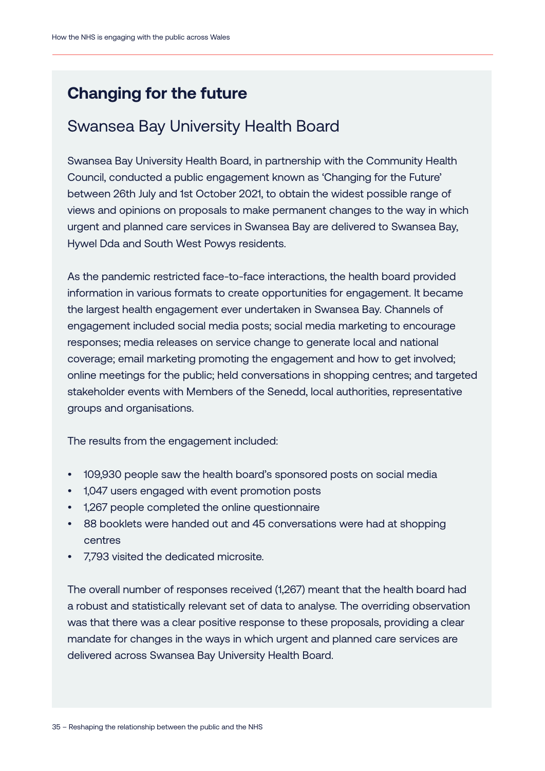## Changing for the future

### Swansea Bay University Health Board

Swansea Bay University Health Board, in partnership with the Community Health Council, conducted a public engagement known as 'Changing for the Future' between 26th July and 1st October 2021, to obtain the widest possible range of views and opinions on proposals to make permanent changes to the way in which urgent and planned care services in Swansea Bay are delivered to Swansea Bay, Hywel Dda and South West Powys residents.

As the pandemic restricted face-to-face interactions, the health board provided information in various formats to create opportunities for engagement. It became the largest health engagement ever undertaken in Swansea Bay. Channels of engagement included social media posts; social media marketing to encourage responses; media releases on service change to generate local and national coverage; email marketing promoting the engagement and how to get involved; online meetings for the public; held conversations in shopping centres; and targeted stakeholder events with Members of the Senedd, local authorities, representative groups and organisations.

The results from the engagement included:

- 109,930 people saw the health board's sponsored posts on social media
- 1,047 users engaged with event promotion posts
- 1,267 people completed the online questionnaire
- 88 booklets were handed out and 45 conversations were had at shopping centres
- 7,793 visited the dedicated microsite.

The overall number of responses received (1,267) meant that the health board had a robust and statistically relevant set of data to analyse. The overriding observation was that there was a clear positive response to these proposals, providing a clear mandate for changes in the ways in which urgent and planned care services are delivered across Swansea Bay University Health Board.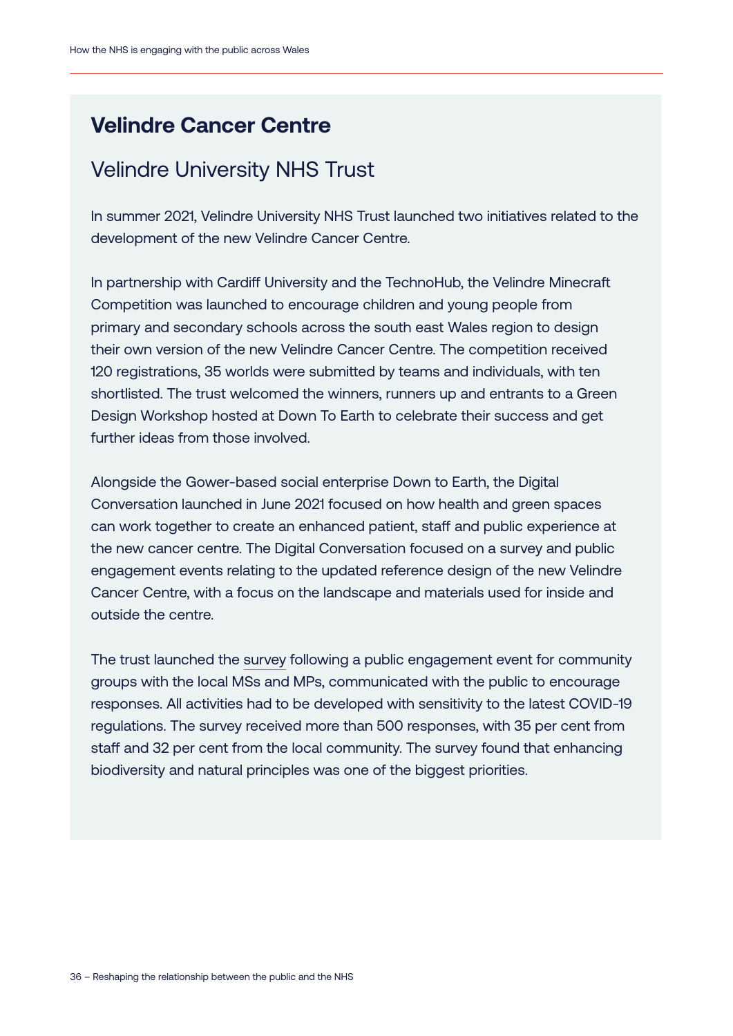## Velindre Cancer Centre

### Velindre University NHS Trust

In summer 2021, Velindre University NHS Trust launched two initiatives related to the development of the new Velindre Cancer Centre.

In partnership with Cardiff University and the TechnoHub, the Velindre Minecraft Competition was launched to encourage children and young people from primary and secondary schools across the south east Wales region to design their own version of the new Velindre Cancer Centre. The competition received 120 registrations, 35 worlds were submitted by teams and individuals, with ten shortlisted. The trust welcomed the winners, runners up and entrants to a Green Design Workshop hosted at Down To Earth to celebrate their success and get further ideas from those involved.

Alongside the Gower-based social enterprise Down to Earth, the Digital Conversation launched in June 2021 focused on how health and green spaces can work together to create an enhanced patient, staff and public experience at the new cancer centre. The Digital Conversation focused on a survey and public engagement events relating to the updated reference design of the new Velindre Cancer Centre, with a focus on the landscape and materials used for inside and outside the centre.

The trust launched the survey following a public engagement event for community groups with the local MSs and MPs, communicated with the public to encourage responses. All activities had to be developed with sensitivity to the latest COVID-19 regulations. The survey received more than 500 responses, with 35 per cent from staff and 32 per cent from the local community. The survey found that enhancing biodiversity and natural principles was one of the biggest priorities.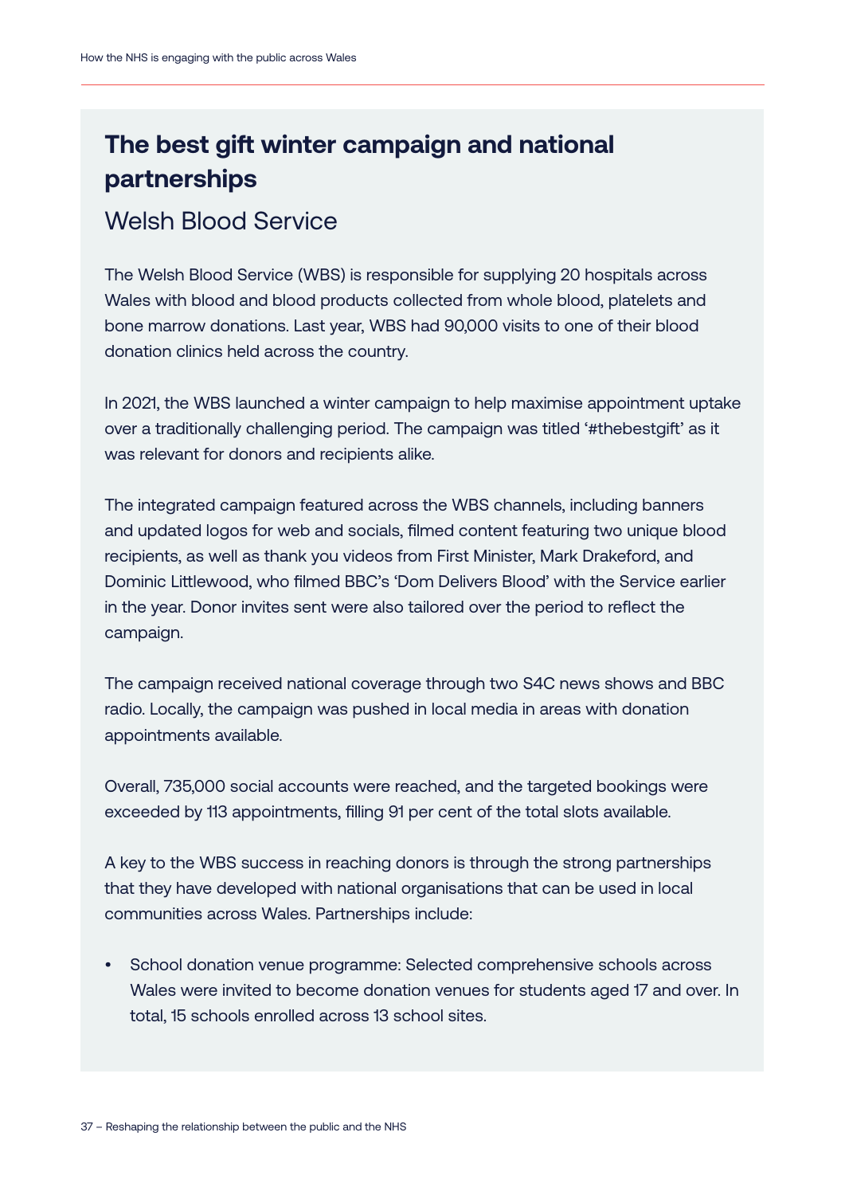## The best gift winter campaign and national partnerships

### Welsh Blood Service

The Welsh Blood Service (WBS) is responsible for supplying 20 hospitals across Wales with blood and blood products collected from whole blood, platelets and bone marrow donations. Last year, WBS had 90,000 visits to one of their blood donation clinics held across the country.

In 2021, the WBS launched a winter campaign to help maximise appointment uptake over a traditionally challenging period. The campaign was titled '#thebestgift' as it was relevant for donors and recipients alike.

The integrated campaign featured across the WBS channels, including banners and updated logos for web and socials, filmed content featuring two unique blood recipients, as well as thank you videos from First Minister, Mark Drakeford, and Dominic Littlewood, who filmed BBC's 'Dom Delivers Blood' with the Service earlier in the year. Donor invites sent were also tailored over the period to reflect the campaign.

The campaign received national coverage through two S4C news shows and BBC radio. Locally, the campaign was pushed in local media in areas with donation appointments available.

Overall, 735,000 social accounts were reached, and the targeted bookings were exceeded by 113 appointments, filling 91 per cent of the total slots available.

A key to the WBS success in reaching donors is through the strong partnerships that they have developed with national organisations that can be used in local communities across Wales. Partnerships include:

- School donation venue programme: Selected comprehensive schools across Wales were invited to become donation venues for students aged 17 and over. In total, 15 schools enrolled across 13 school sites.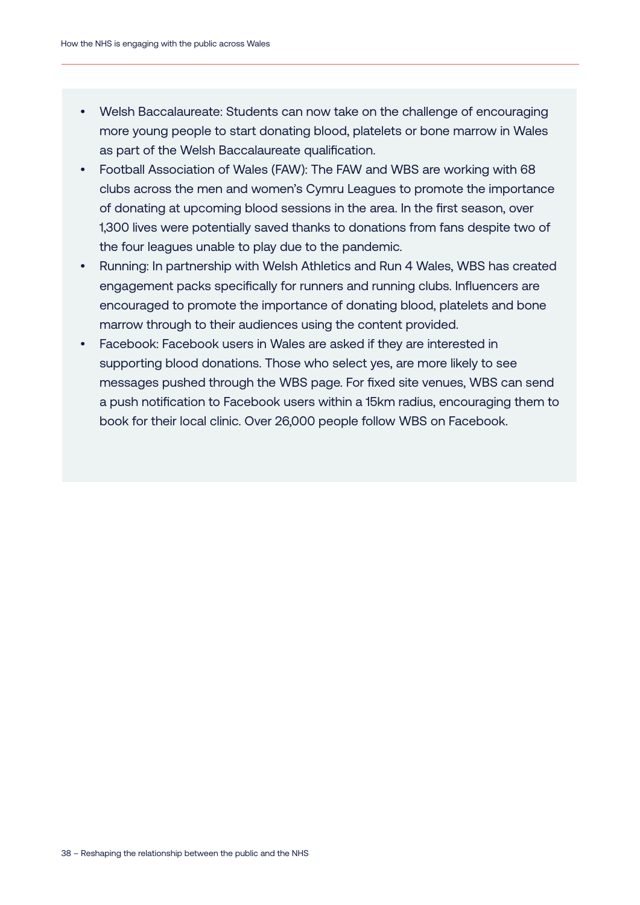- Welsh Baccalaureate: Students can now take on the challenge of encouraging more young people to start donating blood, platelets or bone marrow in Wales as part of the Welsh Baccalaureate qualification.
- Football Association of Wales (FAW): The FAW and WBS are working with 68 clubs across the men and women's Cymru Leagues to promote the importance of donating at upcoming blood sessions in the area. In the first season, over 1,300 lives were potentially saved thanks to donations from fans despite two of the four leagues unable to play due to the pandemic.
- Running: In partnership with Welsh Athletics and Run 4 Wales, WBS has created engagement packs specifically for runners and running clubs. Influencers are encouraged to promote the importance of donating blood, platelets and bone marrow through to their audiences using the content provided.
- Facebook: Facebook users in Wales are asked if they are interested in supporting blood donations. Those who select yes, are more likely to see messages pushed through the WBS page. For fixed site venues, WBS can send a push notification to Facebook users within a 15km radius, encouraging them to book for their local clinic. Over 26,000 people follow WBS on Facebook.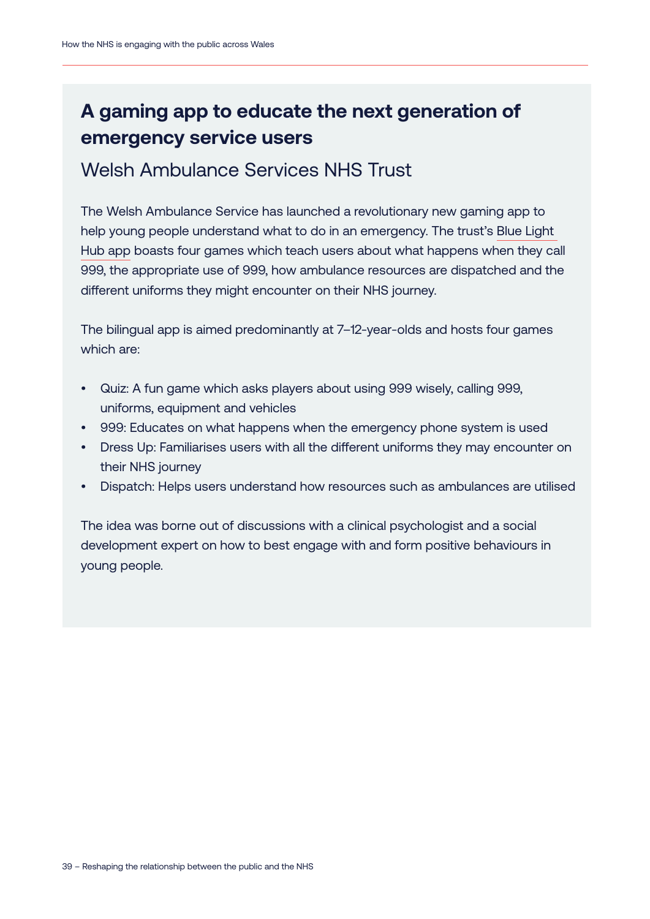## A gaming app to educate the next generation of emergency service users

### Welsh Ambulance Services NHS Trust

The Welsh Ambulance Service has launched a revolutionary new gaming app to help young people understand what to do in an emergency. The trust's Blue Light Hub app boasts four games which teach users about what happens when they call 999, the appropriate use of 999, how ambulance resources are dispatched and the different uniforms they might encounter on their NHS journey.

The bilingual app is aimed predominantly at 7–12-year-olds and hosts four games which are:

- Quiz: A fun game which asks players about using 999 wisely, calling 999, uniforms, equipment and vehicles
- 999: Educates on what happens when the emergency phone system is used
- Dress Up: Familiarises users with all the different uniforms they may encounter on their NHS journey
- Dispatch: Helps users understand how resources such as ambulances are utilised

The idea was borne out of discussions with a clinical psychologist and a social development expert on how to best engage with and form positive behaviours in young people.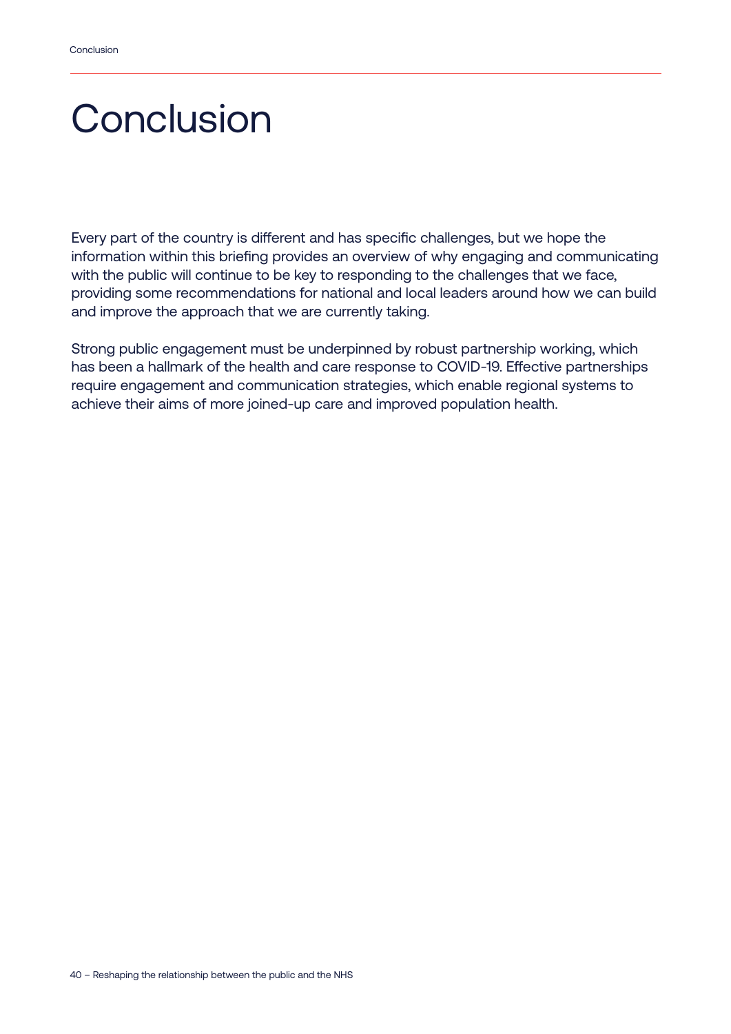# Conclusion

Every part of the country is different and has specific challenges, but we hope the information within this briefing provides an overview of why engaging and communicating with the public will continue to be key to responding to the challenges that we face, providing some recommendations for national and local leaders around how we can build and improve the approach that we are currently taking.

Strong public engagement must be underpinned by robust partnership working, which has been a hallmark of the health and care response to COVID-19. Effective partnerships require engagement and communication strategies, which enable regional systems to achieve their aims of more joined-up care and improved population health.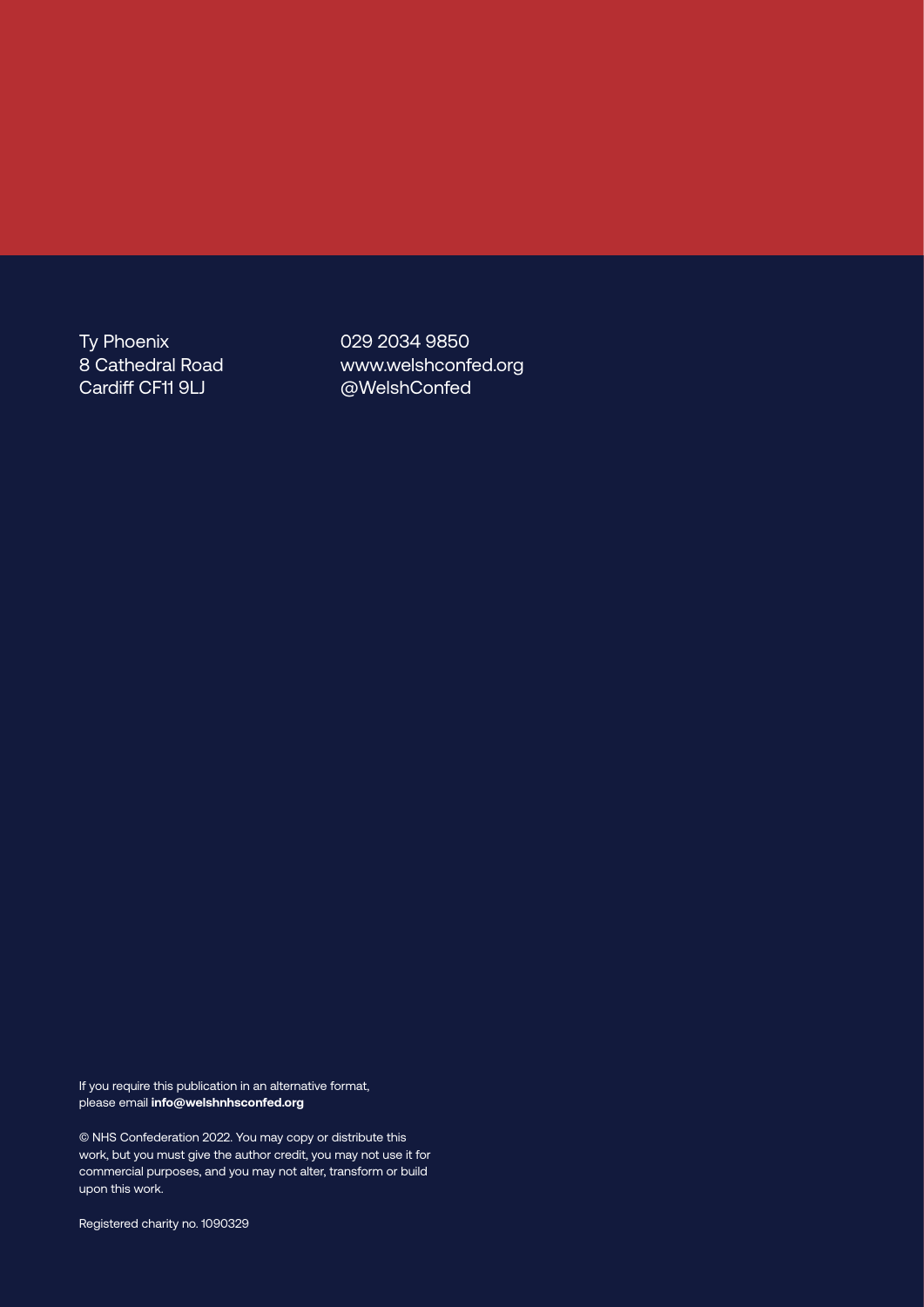Ty Phoenix
8 Cathedral Road
Cardiff CF11 9LJ

029 2034 9850
www.welshconfed.org
@WelshConfed

If you require this publication in an alternative format, please email **info@welshnhsconfed.org**

© NHS Confederation 2022. You may copy or distribute this work, but you must give the author credit, you may not use it for commercial purposes, and you may not alter, transform or build upon this work.

Registered charity no. 1090329